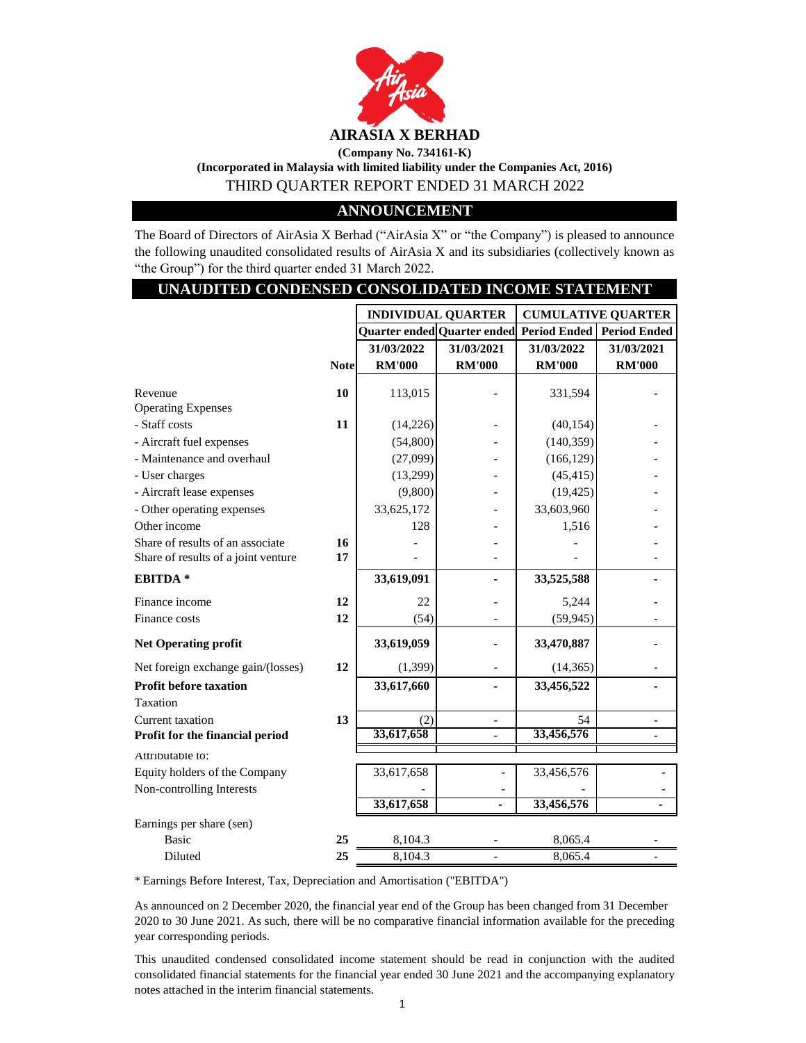# AIRASIA X BERHAD

**(Company No. 734161-K)**

**(Incorporated in Malaysia with limited liability under the Companies Act, 2016)**

THIRD QUARTER REPORT ENDED 31 MARCH 2022

## ANNOUNCEMENT

The Board of Directors of AirAsia X Berhad ("AirAsia X" or "the Company") is pleased to announce the following unaudited consolidated results of AirAsia X and its subsidiaries (collectively known as "the Group") for the third quarter ended 31 March 2022.

## UNAUDITED CONDENSED CONSOLIDATED INCOME STATEMENT

| | | INDIVIDUAL QUARTER | | CUMULATIVE QUARTER | |
|---|---|---|---|---|---|
| | | Quarter ended | Quarter ended | Period Ended | Period Ended |
| | | 31/03/2022 | 31/03/2021 | 31/03/2022 | 31/03/2021 |
| | Note | RM'000 | RM'000 | RM'000 | RM'000 |
| Revenue | 10 | 113,015 | - | 331,594 | - |
| Operating Expenses | | | | | |
| - Staff costs | 11 | (14,226) | - | (40,154) | - |
| - Aircraft fuel expenses | | (54,800) | - | (140,359) | - |
| - Maintenance and overhaul | | (27,099) | - | (166,129) | - |
| - User charges | | (13,299) | - | (45,415) | - |
| - Aircraft lease expenses | | (9,800) | - | (19,425) | - |
| - Other operating expenses | | 33,625,172 | - | 33,603,960 | - |
| Other income | | 128 | - | 1,516 | - |
| Share of results of an associate | 16 | - | - | - | - |
| Share of results of a joint venture | 17 | - | - | - | - |
| **EBITDA *** | | **33,619,091** | **-** | **33,525,588** | **-** |
| Finance income | 12 | 22 | - | 5,244 | - |
| Finance costs | 12 | (54) | - | (59,945) | - |
| **Net Operating profit** | | **33,619,059** | **-** | **33,470,887** | **-** |
| Net foreign exchange gain/(losses) | 12 | (1,399) | - | (14,365) | - |
| **Profit before taxation** | | **33,617,660** | **-** | **33,456,522** | **-** |
| Taxation | | | | | |
| Current taxation | 13 | (2) | - | 54 | - |
| **Profit for the financial period** | | **33,617,658** | **-** | **33,456,576** | **-** |
| Attributable to: | | | | | |
| Equity holders of the Company | | 33,617,658 | - | 33,456,576 | - |
| Non-controlling Interests | | - | - | - | - |
| | | **33,617,658** | **-** | **33,456,576** | **-** |
| Earnings per share (sen) | | | | | |
| Basic | 25 | 8,104.3 | - | 8,065.4 | - |
| Diluted | 25 | 8,104.3 | - | 8,065.4 | - |

* Earnings Before Interest, Tax, Depreciation and Amortisation ("EBITDA")

As announced on 2 December 2020, the financial year end of the Group has been changed from 31 December 2020 to 30 June 2021. As such, there will be no comparative financial information available for the preceding year corresponding periods.

This unaudited condensed consolidated income statement should be read in conjunction with the audited consolidated financial statements for the financial year ended 30 June 2021 and the accompanying explanatory notes attached in the interim financial statements.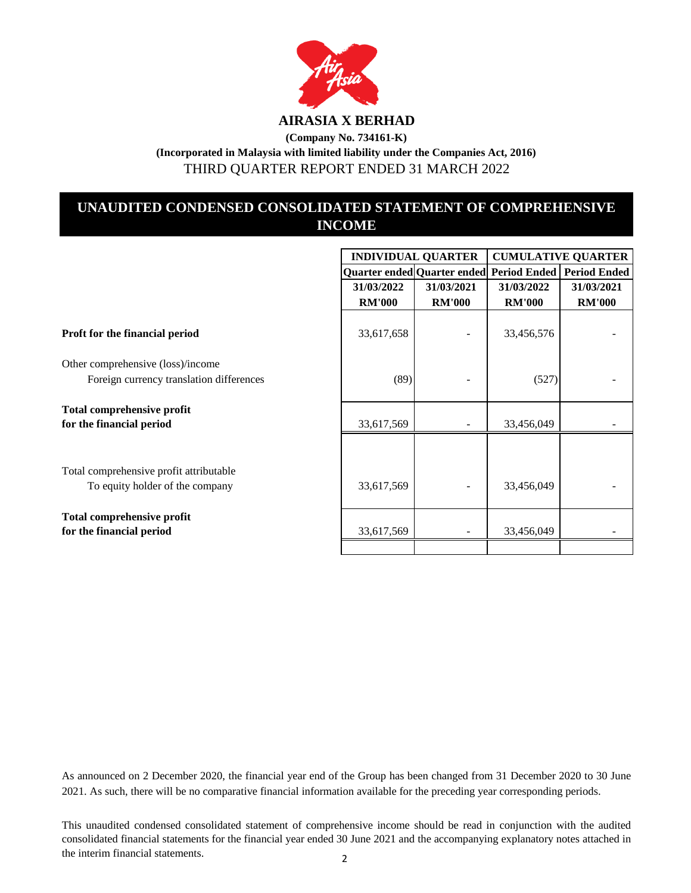# AIRASIA X BERHAD

**(Company No. 734161-K)**

**(Incorporated in Malaysia with limited liability under the Companies Act, 2016)**

THIRD QUARTER REPORT ENDED 31 MARCH 2022

## UNAUDITED CONDENSED CONSOLIDATED STATEMENT OF COMPREHENSIVE INCOME

| | INDIVIDUAL QUARTER | | CUMULATIVE QUARTER | |
|---|---|---|---|---|
| | Quarter ended | Quarter ended | Period Ended | Period Ended |
| | 31/03/2022 | 31/03/2021 | 31/03/2022 | 31/03/2021 |
| | RM'000 | RM'000 | RM'000 | RM'000 |
| **Proft for the financial period** | 33,617,658 | - | 33,456,576 | - |
| Other comprehensive (loss)/income | | | | |
| Foreign currency translation differences | (89) | - | (527) | - |
| **Total comprehensive profit for the financial period** | 33,617,569 | - | 33,456,049 | - |
| Total comprehensive profit attributable | | | | |
| To equity holder of the company | 33,617,569 | - | 33,456,049 | - |
| **Total comprehensive profit for the financial period** | 33,617,569 | - | 33,456,049 | - |

As announced on 2 December 2020, the financial year end of the Group has been changed from 31 December 2020 to 30 June 2021. As such, there will be no comparative financial information available for the preceding year corresponding periods.

This unaudited condensed consolidated statement of comprehensive income should be read in conjunction with the audited consolidated financial statements for the financial year ended 30 June 2021 and the accompanying explanatory notes attached in the interim financial statements.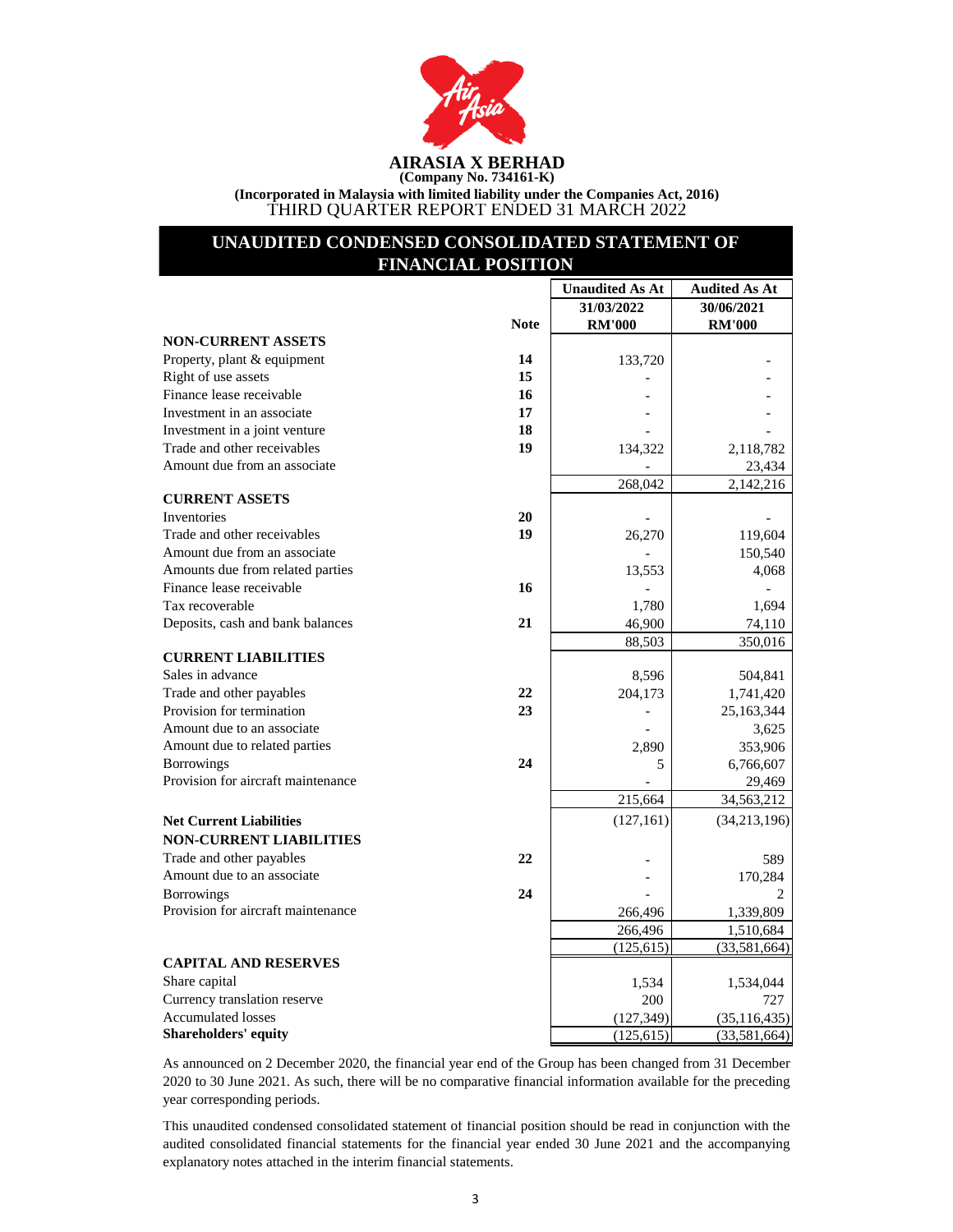# AIRASIA X BERHAD

**(Company No. 734161-K)**

**(Incorporated in Malaysia with limited liability under the Companies Act, 2016)**

THIRD QUARTER REPORT ENDED 31 MARCH 2022

## UNAUDITED CONDENSED CONSOLIDATED STATEMENT OF FINANCIAL POSITION

| | Note | Unaudited As At 31/03/2022 RM'000 | Audited As At 30/06/2021 RM'000 |
|---|---|---|---|
| **NON-CURRENT ASSETS** | | | |
| Property, plant & equipment | 14 | 133,720 | - |
| Right of use assets | 15 | - | - |
| Finance lease receivable | 16 | - | - |
| Investment in an associate | 17 | - | - |
| Investment in a joint venture | 18 | - | - |
| Trade and other receivables | 19 | 134,322 | 2,118,782 |
| Amount due from an associate | | - | 23,434 |
| | | 268,042 | 2,142,216 |
| **CURRENT ASSETS** | | | |
| Inventories | 20 | - | - |
| Trade and other receivables | 19 | 26,270 | 119,604 |
| Amount due from an associate | | - | 150,540 |
| Amounts due from related parties | | 13,553 | 4,068 |
| Finance lease receivable | 16 | - | - |
| Tax recoverable | | 1,780 | 1,694 |
| Deposits, cash and bank balances | 21 | 46,900 | 74,110 |
| | | 88,503 | 350,016 |
| **CURRENT LIABILITIES** | | | |
| Sales in advance | | 8,596 | 504,841 |
| Trade and other payables | 22 | 204,173 | 1,741,420 |
| Provision for termination | 23 | - | 25,163,344 |
| Amount due to an associate | | - | 3,625 |
| Amount due to related parties | | 2,890 | 353,906 |
| Borrowings | 24 | 5 | 6,766,607 |
| Provision for aircraft maintenance | | - | 29,469 |
| | | 215,664 | 34,563,212 |
| **Net Current Liabilities** | | (127,161) | (34,213,196) |
| **NON-CURRENT LIABILITIES** | | | |
| Trade and other payables | 22 | - | 589 |
| Amount due to an associate | | - | 170,284 |
| Borrowings | 24 | - | 2 |
| Provision for aircraft maintenance | | 266,496 | 1,339,809 |
| | | 266,496 | 1,510,684 |
| | | (125,615) | (33,581,664) |
| **CAPITAL AND RESERVES** | | | |
| Share capital | | 1,534 | 1,534,044 |
| Currency translation reserve | | 200 | 727 |
| Accumulated losses | | (127,349) | (35,116,435) |
| **Shareholders' equity** | | (125,615) | (33,581,664) |

As announced on 2 December 2020, the financial year end of the Group has been changed from 31 December 2020 to 30 June 2021. As such, there will be no comparative financial information available for the preceding year corresponding periods.

This unaudited condensed consolidated statement of financial position should be read in conjunction with the audited consolidated financial statements for the financial year ended 30 June 2021 and the accompanying explanatory notes attached in the interim financial statements.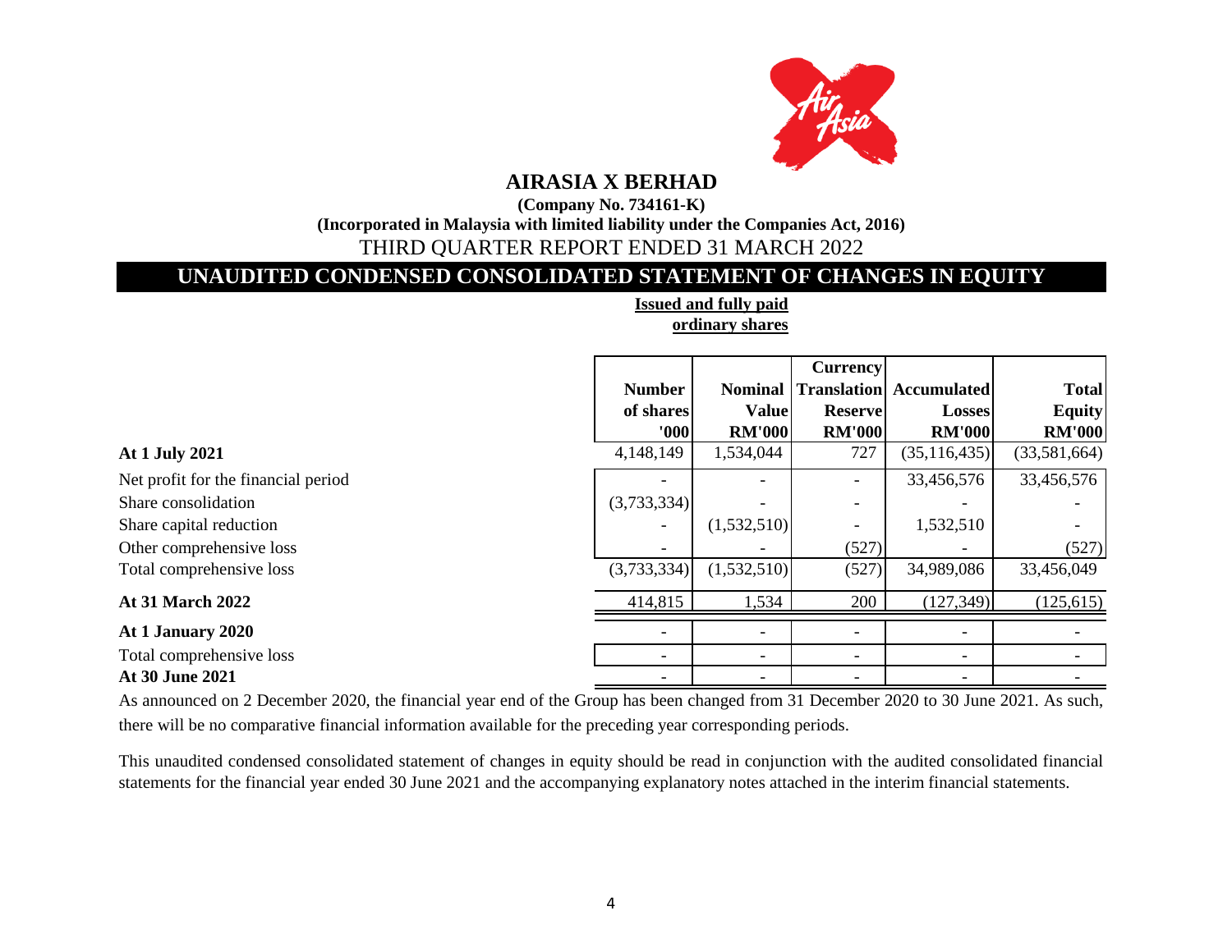# AIRASIA X BERHAD

**(Company No. 734161-K)**

**(Incorporated in Malaysia with limited liability under the Companies Act, 2016)**

THIRD QUARTER REPORT ENDED 31 MARCH 2022

## UNAUDITED CONDENSED CONSOLIDATED STATEMENT OF CHANGES IN EQUITY

| | Issued and fully paid ordinary shares | | | | |
|---|---|---|---|---|---|
| | **Number of shares '000** | **Nominal Value RM'000** | **Currency Translation Reserve RM'000** | **Accumulated Losses RM'000** | **Total Equity RM'000** |
| **At 1 July 2021** | 4,148,149 | 1,534,044 | 727 | (35,116,435) | (33,581,664) |
| Net profit for the financial period | - | - | - | 33,456,576 | 33,456,576 |
| Share consolidation | (3,733,334) | - | - | - | - |
| Share capital reduction | - | (1,532,510) | - | 1,532,510 | - |
| Other comprehensive loss | - | - | (527) | - | (527) |
| Total comprehensive loss | (3,733,334) | (1,532,510) | (527) | 34,989,086 | 33,456,049 |
| **At 31 March 2022** | 414,815 | 1,534 | 200 | (127,349) | (125,615) |
| **At 1 January 2020** | - | - | - | - | - |
| Total comprehensive loss | - | - | - | - | - |
| **At 30 June 2021** | - | - | - | - | - |

As announced on 2 December 2020, the financial year end of the Group has been changed from 31 December 2020 to 30 June 2021. As such, there will be no comparative financial information available for the preceding year corresponding periods.

This unaudited condensed consolidated statement of changes in equity should be read in conjunction with the audited consolidated financial statements for the financial year ended 30 June 2021 and the accompanying explanatory notes attached in the interim financial statements.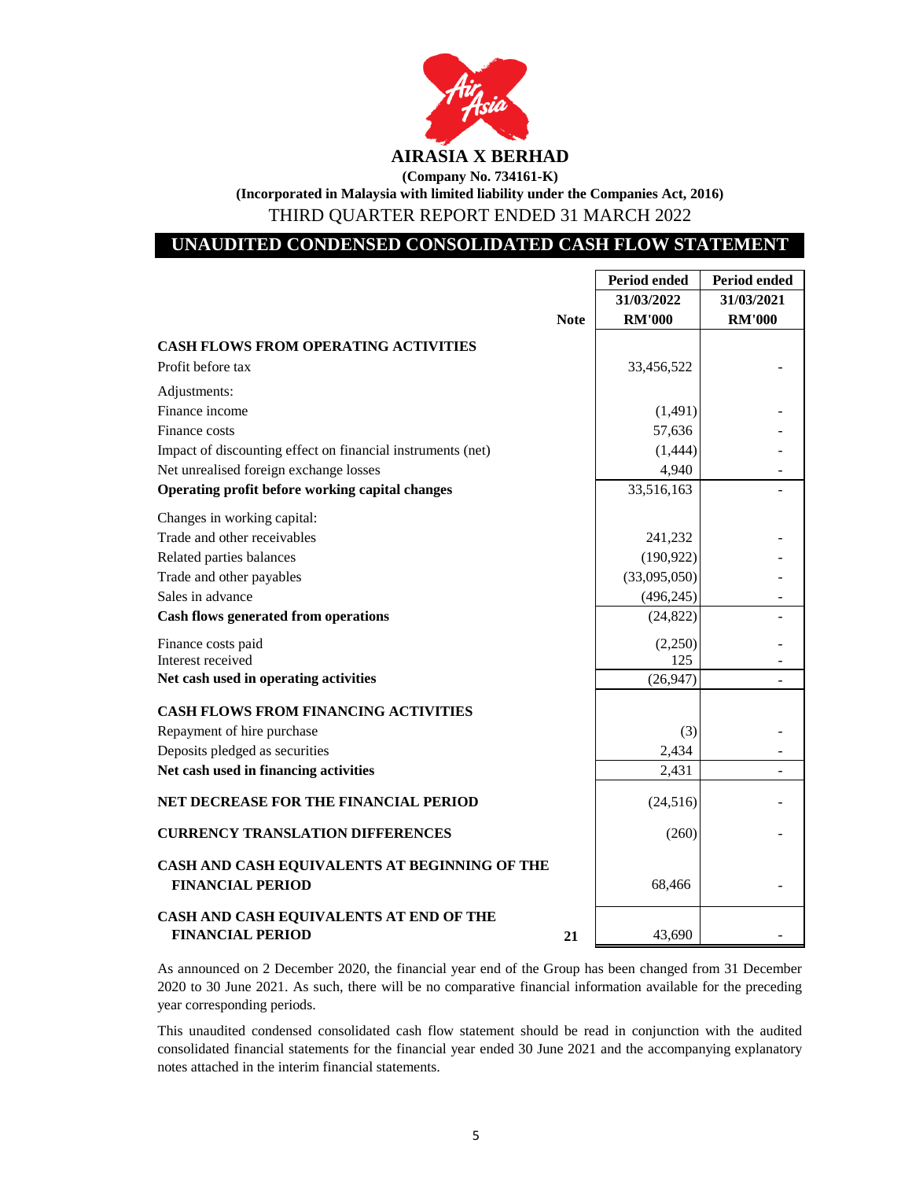# AIRASIA X BERHAD

**(Company No. 734161-K)**

**(Incorporated in Malaysia with limited liability under the Companies Act, 2016)**

THIRD QUARTER REPORT ENDED 31 MARCH 2022

## UNAUDITED CONDENSED CONSOLIDATED CASH FLOW STATEMENT

| | Note | Period ended 31/03/2022 RM'000 | Period ended 31/03/2021 RM'000 |
|---|---|---|---|
| **CASH FLOWS FROM OPERATING ACTIVITIES** | | | |
| Profit before tax | | 33,456,522 | - |
| Adjustments: | | | |
| Finance income | | (1,491) | - |
| Finance costs | | 57,636 | - |
| Impact of discounting effect on financial instruments (net) | | (1,444) | - |
| Net unrealised foreign exchange losses | | 4,940 | - |
| **Operating profit before working capital changes** | | 33,516,163 | - |
| Changes in working capital: | | | |
| Trade and other receivables | | 241,232 | - |
| Related parties balances | | (190,922) | - |
| Trade and other payables | | (33,095,050) | - |
| Sales in advance | | (496,245) | - |
| **Cash flows generated from operations** | | (24,822) | - |
| Finance costs paid | | (2,250) | - |
| Interest received | | 125 | - |
| **Net cash used in operating activities** | | (26,947) | - |
| **CASH FLOWS FROM FINANCING ACTIVITIES** | | | |
| Repayment of hire purchase | | (3) | - |
| Deposits pledged as securities | | 2,434 | - |
| **Net cash used in financing activities** | | 2,431 | - |
| **NET DECREASE FOR THE FINANCIAL PERIOD** | | (24,516) | - |
| **CURRENCY TRANSLATION DIFFERENCES** | | (260) | - |
| **CASH AND CASH EQUIVALENTS AT BEGINNING OF THE FINANCIAL PERIOD** | | 68,466 | - |
| **CASH AND CASH EQUIVALENTS AT END OF THE FINANCIAL PERIOD** | 21 | 43,690 | - |

As announced on 2 December 2020, the financial year end of the Group has been changed from 31 December 2020 to 30 June 2021. As such, there will be no comparative financial information available for the preceding year corresponding periods.

This unaudited condensed consolidated cash flow statement should be read in conjunction with the audited consolidated financial statements for the financial year ended 30 June 2021 and the accompanying explanatory notes attached in the interim financial statements.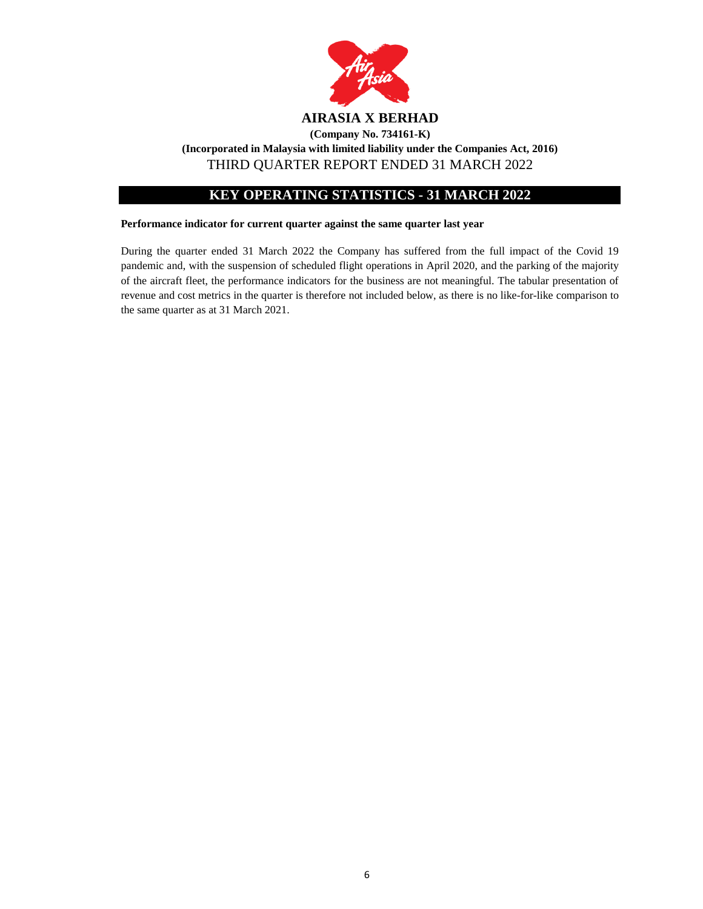# AIRASIA X BERHAD

**(Company No. 734161-K)**

**(Incorporated in Malaysia with limited liability under the Companies Act, 2016)**

THIRD QUARTER REPORT ENDED 31 MARCH 2022

## KEY OPERATING STATISTICS - 31 MARCH 2022

**Performance indicator for current quarter against the same quarter last year**

During the quarter ended 31 March 2022 the Company has suffered from the full impact of the Covid 19 pandemic and, with the suspension of scheduled flight operations in April 2020, and the parking of the majority of the aircraft fleet, the performance indicators for the business are not meaningful. The tabular presentation of revenue and cost metrics in the quarter is therefore not included below, as there is no like-for-like comparison to the same quarter as at 31 March 2021.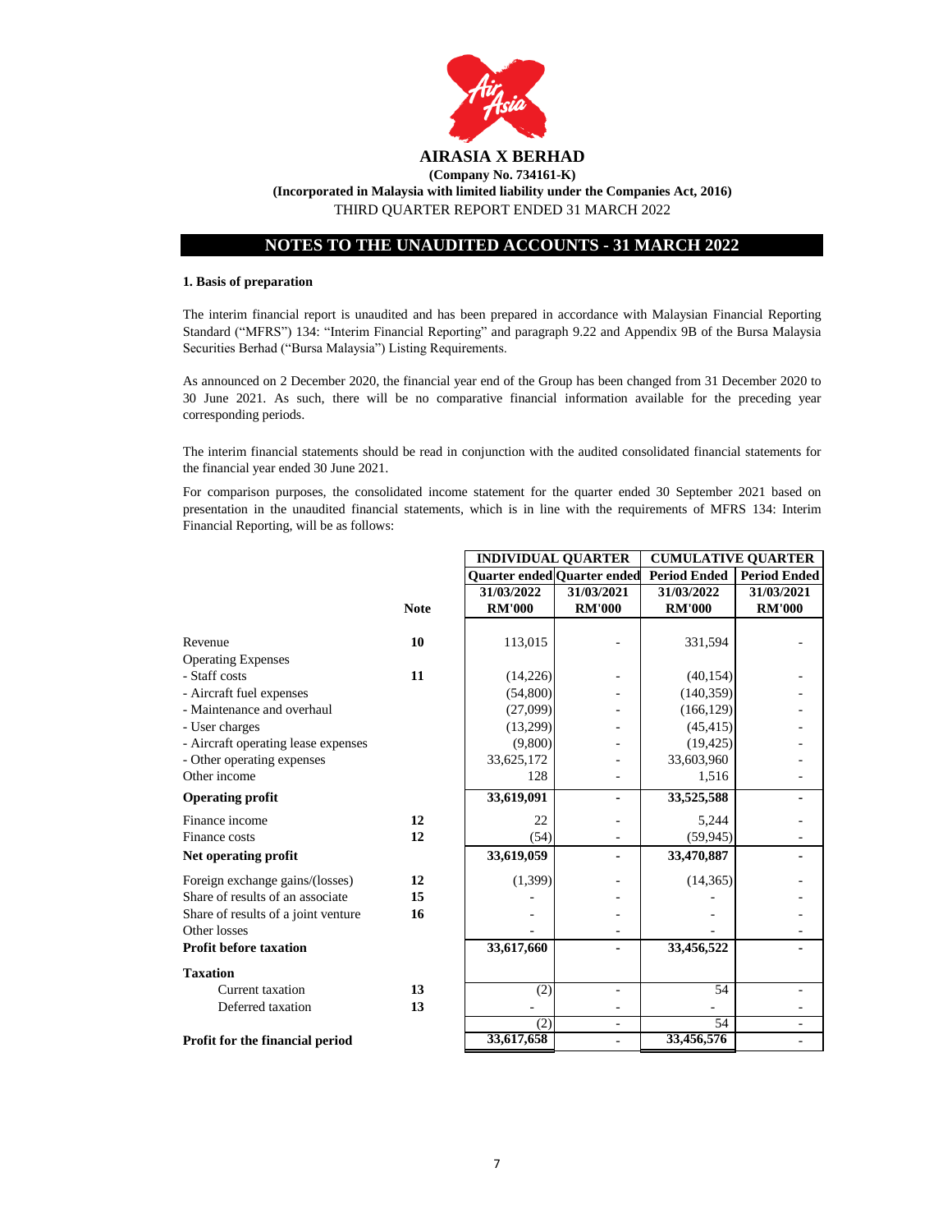# AIRASIA X BERHAD

**(Company No. 734161-K)**

**(Incorporated in Malaysia with limited liability under the Companies Act, 2016)**

THIRD QUARTER REPORT ENDED 31 MARCH 2022

## NOTES TO THE UNAUDITED ACCOUNTS - 31 MARCH 2022

**1. Basis of preparation**

The interim financial report is unaudited and has been prepared in accordance with Malaysian Financial Reporting Standard ("MFRS") 134: "Interim Financial Reporting" and paragraph 9.22 and Appendix 9B of the Bursa Malaysia Securities Berhad ("Bursa Malaysia") Listing Requirements.

As announced on 2 December 2020, the financial year end of the Group has been changed from 31 December 2020 to 30 June 2021. As such, there will be no comparative financial information available for the preceding year corresponding periods.

The interim financial statements should be read in conjunction with the audited consolidated financial statements for the financial year ended 30 June 2021.

For comparison purposes, the consolidated income statement for the quarter ended 30 September 2021 based on presentation in the unaudited financial statements, which is in line with the requirements of MFRS 134: Interim Financial Reporting, will be as follows:

| | | INDIVIDUAL QUARTER | | CUMULATIVE QUARTER | |
|---|---|---|---|---|---|
| | | Quarter ended | Quarter ended | Period Ended | Period Ended |
| | | 31/03/2022 | 31/03/2021 | 31/03/2022 | 31/03/2021 |
| | Note | RM'000 | RM'000 | RM'000 | RM'000 |
| Revenue | 10 | 113,015 | - | 331,594 | - |
| Operating Expenses | | | | | |
| - Staff costs | 11 | (14,226) | - | (40,154) | - |
| - Aircraft fuel expenses | | (54,800) | - | (140,359) | - |
| - Maintenance and overhaul | | (27,099) | - | (166,129) | - |
| - User charges | | (13,299) | - | (45,415) | - |
| - Aircraft operating lease expenses | | (9,800) | - | (19,425) | - |
| - Other operating expenses | | 33,625,172 | - | 33,603,960 | - |
| Other income | | 128 | - | 1,516 | - |
| **Operating profit** | | **33,619,091** | **-** | **33,525,588** | **-** |
| Finance income | 12 | 22 | - | 5,244 | - |
| Finance costs | 12 | (54) | - | (59,945) | - |
| **Net operating profit** | | **33,619,059** | **-** | **33,470,887** | **-** |
| Foreign exchange gains/(losses) | 12 | (1,399) | - | (14,365) | - |
| Share of results of an associate | 15 | - | - | - | - |
| Share of results of a joint venture | 16 | - | - | - | - |
| Other losses | | - | - | - | - |
| **Profit before taxation** | | **33,617,660** | **-** | **33,456,522** | **-** |
| **Taxation** | | | | | |
| Current taxation | 13 | (2) | - | 54 | - |
| Deferred taxation | 13 | - | - | - | - |
| | | (2) | - | 54 | - |
| **Profit for the financial period** | | **33,617,658** | **-** | **33,456,576** | **-** |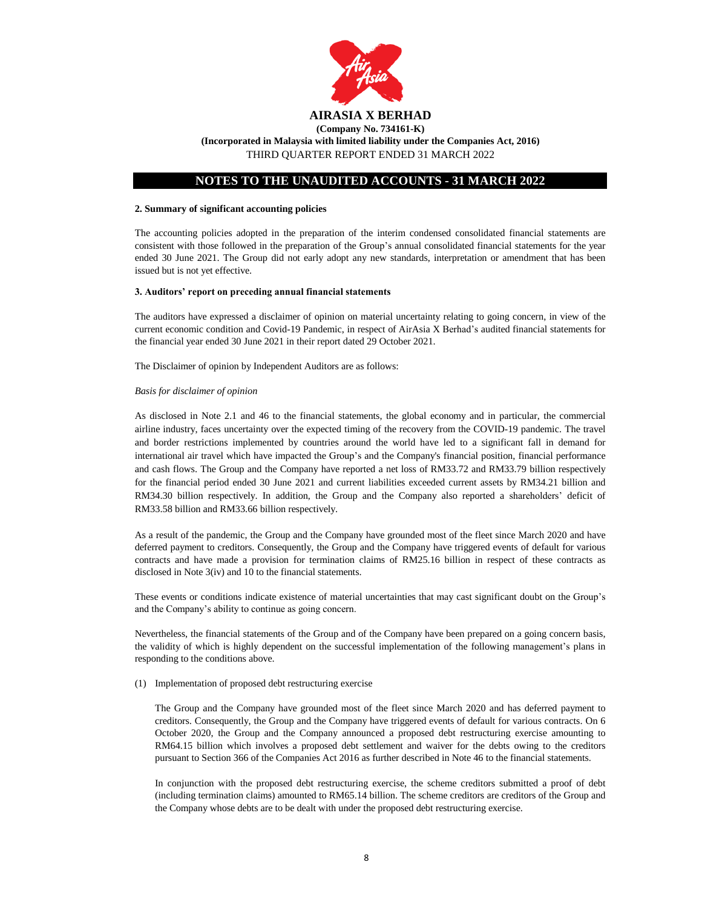**2. Summary of significant accounting policies**

The accounting policies adopted in the preparation of the interim condensed consolidated financial statements are consistent with those followed in the preparation of the Group's annual consolidated financial statements for the year ended 30 June 2021. The Group did not early adopt any new standards, interpretation or amendment that has been issued but is not yet effective.

**3. Auditors' report on preceding annual financial statements**

The auditors have expressed a disclaimer of opinion on material uncertainty relating to going concern, in view of the current economic condition and Covid-19 Pandemic, in respect of AirAsia X Berhad's audited financial statements for the financial year ended 30 June 2021 in their report dated 29 October 2021.

The Disclaimer of opinion by Independent Auditors are as follows:

*Basis for disclaimer of opinion*

As disclosed in Note 2.1 and 46 to the financial statements, the global economy and in particular, the commercial airline industry, faces uncertainty over the expected timing of the recovery from the COVID-19 pandemic. The travel and border restrictions implemented by countries around the world have led to a significant fall in demand for international air travel which have impacted the Group's and the Company's financial position, financial performance and cash flows. The Group and the Company have reported a net loss of RM33.72 and RM33.79 billion respectively for the financial period ended 30 June 2021 and current liabilities exceeded current assets by RM34.21 billion and RM34.30 billion respectively. In addition, the Group and the Company also reported a shareholders' deficit of RM33.58 billion and RM33.66 billion respectively.

As a result of the pandemic, the Group and the Company have grounded most of the fleet since March 2020 and have deferred payment to creditors. Consequently, the Group and the Company have triggered events of default for various contracts and have made a provision for termination claims of RM25.16 billion in respect of these contracts as disclosed in Note 3(iv) and 10 to the financial statements.

These events or conditions indicate existence of material uncertainties that may cast significant doubt on the Group's and the Company's ability to continue as going concern.

Nevertheless, the financial statements of the Group and of the Company have been prepared on a going concern basis, the validity of which is highly dependent on the successful implementation of the following management's plans in responding to the conditions above.

(1) Implementation of proposed debt restructuring exercise

The Group and the Company have grounded most of the fleet since March 2020 and has deferred payment to creditors. Consequently, the Group and the Company have triggered events of default for various contracts. On 6 October 2020, the Group and the Company announced a proposed debt restructuring exercise amounting to RM64.15 billion which involves a proposed debt settlement and waiver for the debts owing to the creditors pursuant to Section 366 of the Companies Act 2016 as further described in Note 46 to the financial statements.

In conjunction with the proposed debt restructuring exercise, the scheme creditors submitted a proof of debt (including termination claims) amounted to RM65.14 billion. The scheme creditors are creditors of the Group and the Company whose debts are to be dealt with under the proposed debt restructuring exercise.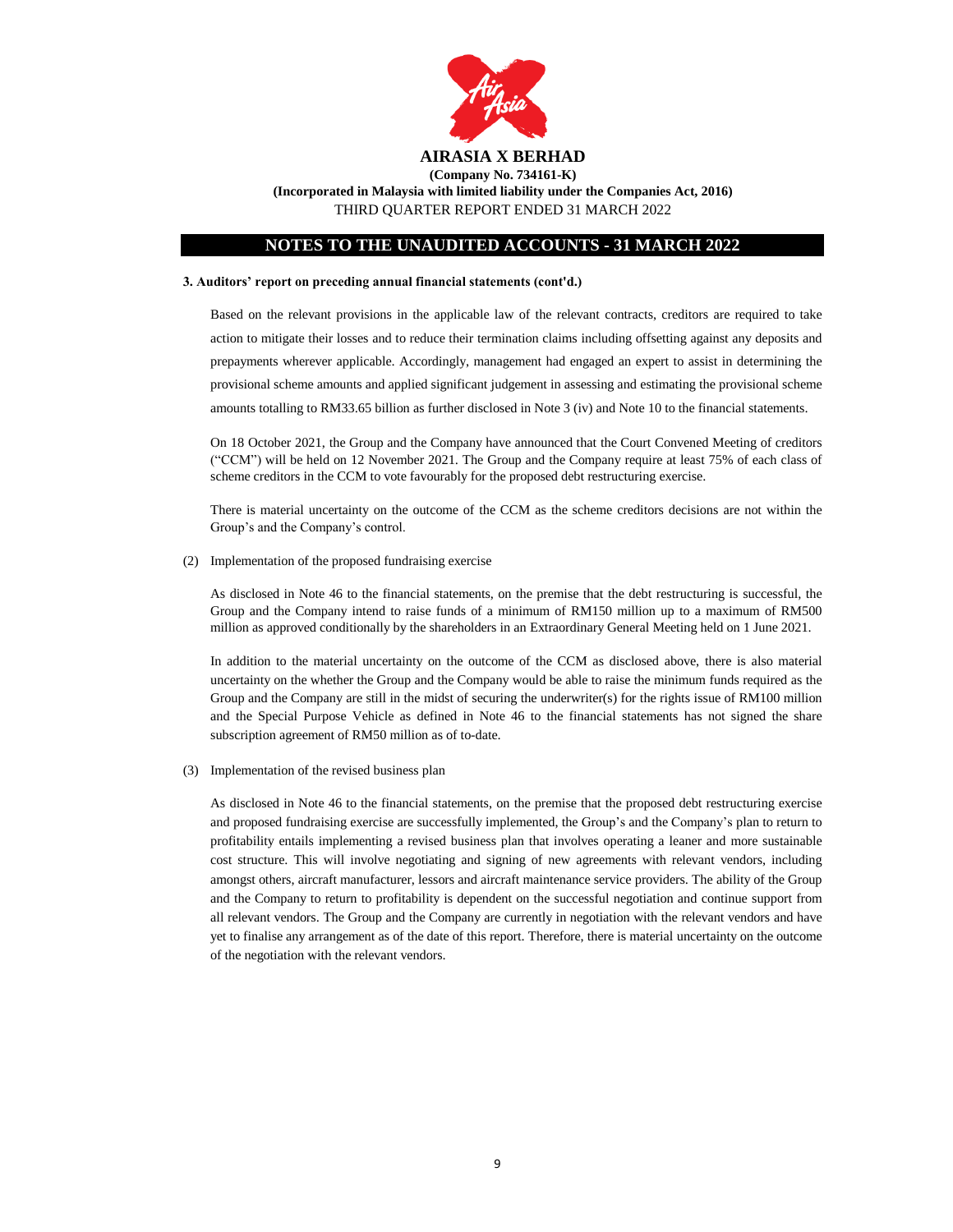**3. Auditors' report on preceding annual financial statements (cont'd.)**

Based on the relevant provisions in the applicable law of the relevant contracts, creditors are required to take action to mitigate their losses and to reduce their termination claims including offsetting against any deposits and prepayments wherever applicable. Accordingly, management had engaged an expert to assist in determining the provisional scheme amounts and applied significant judgement in assessing and estimating the provisional scheme amounts totalling to RM33.65 billion as further disclosed in Note 3 (iv) and Note 10 to the financial statements.

On 18 October 2021, the Group and the Company have announced that the Court Convened Meeting of creditors ("CCM") will be held on 12 November 2021. The Group and the Company require at least 75% of each class of scheme creditors in the CCM to vote favourably for the proposed debt restructuring exercise.

There is material uncertainty on the outcome of the CCM as the scheme creditors decisions are not within the Group's and the Company's control.

(2) Implementation of the proposed fundraising exercise

As disclosed in Note 46 to the financial statements, on the premise that the debt restructuring is successful, the Group and the Company intend to raise funds of a minimum of RM150 million up to a maximum of RM500 million as approved conditionally by the shareholders in an Extraordinary General Meeting held on 1 June 2021.

In addition to the material uncertainty on the outcome of the CCM as disclosed above, there is also material uncertainty on the whether the Group and the Company would be able to raise the minimum funds required as the Group and the Company are still in the midst of securing the underwriter(s) for the rights issue of RM100 million and the Special Purpose Vehicle as defined in Note 46 to the financial statements has not signed the share subscription agreement of RM50 million as of to-date.

(3) Implementation of the revised business plan

As disclosed in Note 46 to the financial statements, on the premise that the proposed debt restructuring exercise and proposed fundraising exercise are successfully implemented, the Group's and the Company's plan to return to profitability entails implementing a revised business plan that involves operating a leaner and more sustainable cost structure. This will involve negotiating and signing of new agreements with relevant vendors, including amongst others, aircraft manufacturer, lessors and aircraft maintenance service providers. The ability of the Group and the Company to return to profitability is dependent on the successful negotiation and continue support from all relevant vendors. The Group and the Company are currently in negotiation with the relevant vendors and have yet to finalise any arrangement as of the date of this report. Therefore, there is material uncertainty on the outcome of the negotiation with the relevant vendors.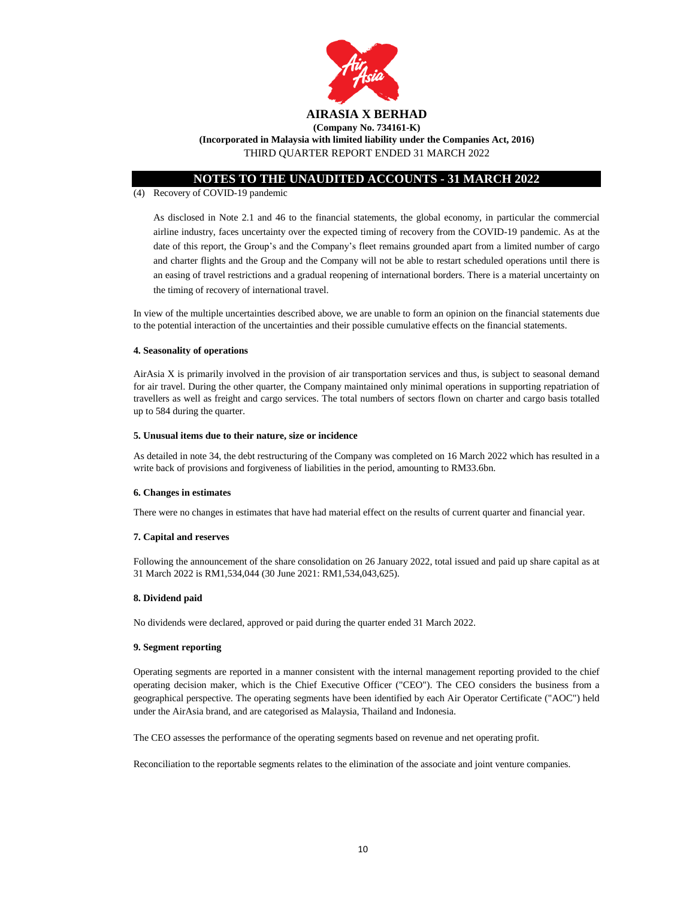## NOTES TO THE UNAUDITED ACCOUNTS - 31 MARCH 2022

(4) Recovery of COVID-19 pandemic

As disclosed in Note 2.1 and 46 to the financial statements, the global economy, in particular the commercial airline industry, faces uncertainty over the expected timing of recovery from the COVID-19 pandemic. As at the date of this report, the Group's and the Company's fleet remains grounded apart from a limited number of cargo and charter flights and the Group and the Company will not be able to restart scheduled operations until there is an easing of travel restrictions and a gradual reopening of international borders. There is a material uncertainty on the timing of recovery of international travel.

In view of the multiple uncertainties described above, we are unable to form an opinion on the financial statements due to the potential interaction of the uncertainties and their possible cumulative effects on the financial statements.

**4. Seasonality of operations**

AirAsia X is primarily involved in the provision of air transportation services and thus, is subject to seasonal demand for air travel. During the other quarter, the Company maintained only minimal operations in supporting repatriation of travellers as well as freight and cargo services. The total numbers of sectors flown on charter and cargo basis totalled up to 584 during the quarter.

**5. Unusual items due to their nature, size or incidence**

As detailed in note 34, the debt restructuring of the Company was completed on 16 March 2022 which has resulted in a write back of provisions and forgiveness of liabilities in the period, amounting to RM33.6bn.

**6. Changes in estimates**

There were no changes in estimates that have had material effect on the results of current quarter and financial year.

**7. Capital and reserves**

Following the announcement of the share consolidation on 26 January 2022, total issued and paid up share capital as at 31 March 2022 is RM1,534,044 (30 June 2021: RM1,534,043,625).

**8. Dividend paid**

No dividends were declared, approved or paid during the quarter ended 31 March 2022.

**9. Segment reporting**

Operating segments are reported in a manner consistent with the internal management reporting provided to the chief operating decision maker, which is the Chief Executive Officer ("CEO"). The CEO considers the business from a geographical perspective. The operating segments have been identified by each Air Operator Certificate ("AOC") held under the AirAsia brand, and are categorised as Malaysia, Thailand and Indonesia.

The CEO assesses the performance of the operating segments based on revenue and net operating profit.

Reconciliation to the reportable segments relates to the elimination of the associate and joint venture companies.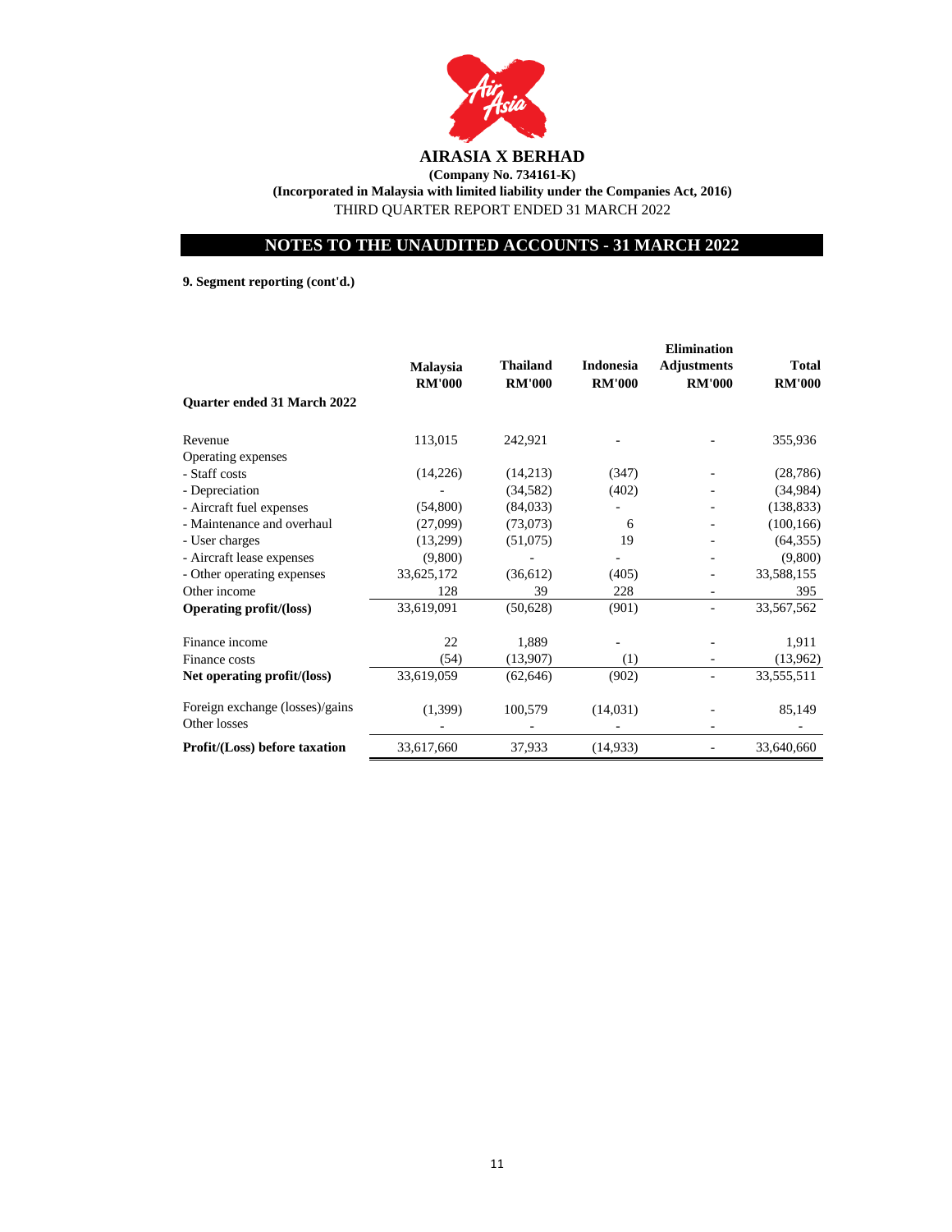**AIRASIA X BERHAD**

**(Company No. 734161-K)**

**(Incorporated in Malaysia with limited liability under the Companies Act, 2016)**

THIRD QUARTER REPORT ENDED 31 MARCH 2022

## NOTES TO THE UNAUDITED ACCOUNTS - 31 MARCH 2022

**9. Segment reporting (cont'd.)**

| Quarter ended 31 March 2022 | Malaysia RM'000 | Thailand RM'000 | Indonesia RM'000 | Elimination Adjustments RM'000 | Total RM'000 |
|---|---|---|---|---|---|
| Revenue | 113,015 | 242,921 | - | - | 355,936 |
| Operating expenses | | | | | |
| - Staff costs | (14,226) | (14,213) | (347) | - | (28,786) |
| - Depreciation | - | (34,582) | (402) | - | (34,984) |
| - Aircraft fuel expenses | (54,800) | (84,033) | - | - | (138,833) |
| - Maintenance and overhaul | (27,099) | (73,073) | 6 | - | (100,166) |
| - User charges | (13,299) | (51,075) | 19 | - | (64,355) |
| - Aircraft lease expenses | (9,800) | - | - | - | (9,800) |
| - Other operating expenses | 33,625,172 | (36,612) | (405) | - | 33,588,155 |
| Other income | 128 | 39 | 228 | - | 395 |
| **Operating profit/(loss)** | 33,619,091 | (50,628) | (901) | - | 33,567,562 |
| Finance income | 22 | 1,889 | - | - | 1,911 |
| Finance costs | (54) | (13,907) | (1) | - | (13,962) |
| **Net operating profit/(loss)** | 33,619,059 | (62,646) | (902) | - | 33,555,511 |
| Foreign exchange (losses)/gains | (1,399) | 100,579 | (14,031) | - | 85,149 |
| Other losses | - | - | - | - | - |
| **Profit/(Loss) before taxation** | 33,617,660 | 37,933 | (14,933) | - | 33,640,660 |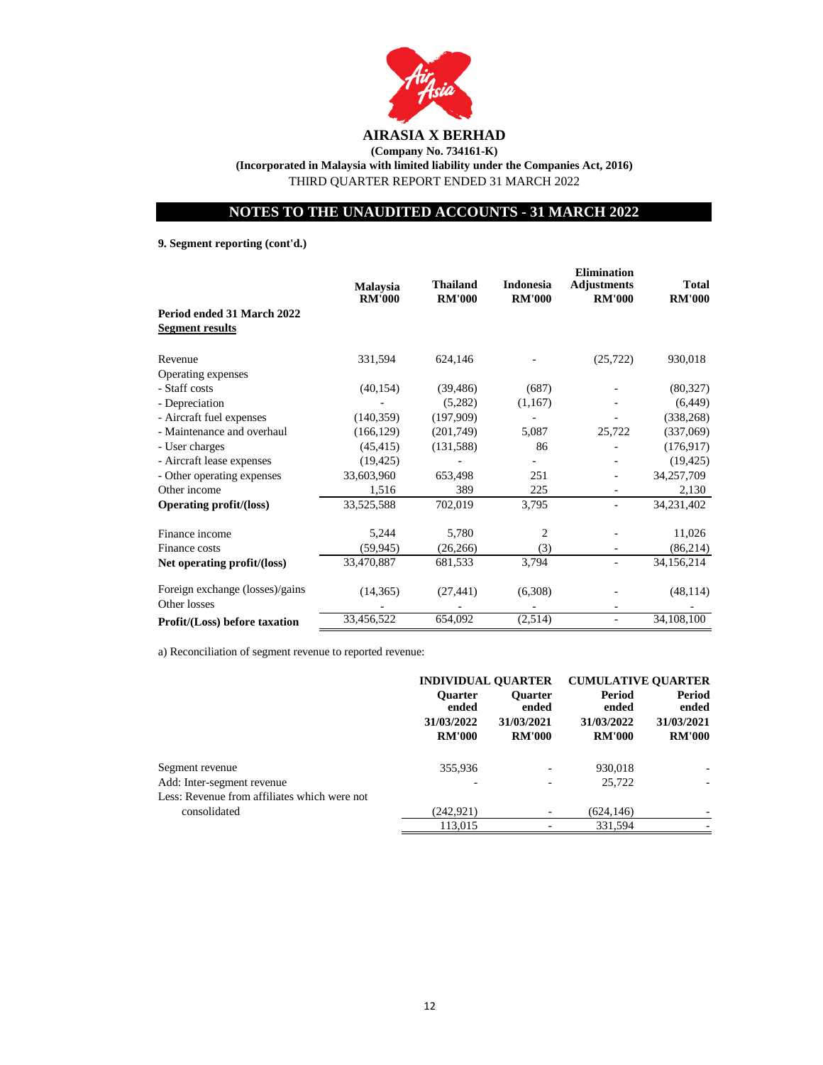**AIRASIA X BERHAD**

**(Company No. 734161-K)**

**(Incorporated in Malaysia with limited liability under the Companies Act, 2016)**

THIRD QUARTER REPORT ENDED 31 MARCH 2022

## NOTES TO THE UNAUDITED ACCOUNTS - 31 MARCH 2022

**9. Segment reporting (cont'd.)**

| | Malaysia RM'000 | Thailand RM'000 | Indonesia RM'000 | Elimination Adjustments RM'000 | Total RM'000 |
|---|---|---|---|---|---|
| **Period ended 31 March 2022** | | | | | |
| **Segment results** | | | | | |
| Revenue | 331,594 | 624,146 | - | (25,722) | 930,018 |
| Operating expenses | | | | | |
| - Staff costs | (40,154) | (39,486) | (687) | - | (80,327) |
| - Depreciation | - | (5,282) | (1,167) | - | (6,449) |
| - Aircraft fuel expenses | (140,359) | (197,909) | - | - | (338,268) |
| - Maintenance and overhaul | (166,129) | (201,749) | 5,087 | 25,722 | (337,069) |
| - User charges | (45,415) | (131,588) | 86 | - | (176,917) |
| - Aircraft lease expenses | (19,425) | - | - | - | (19,425) |
| - Other operating expenses | 33,603,960 | 653,498 | 251 | - | 34,257,709 |
| Other income | 1,516 | 389 | 225 | - | 2,130 |
| **Operating profit/(loss)** | 33,525,588 | 702,019 | 3,795 | - | 34,231,402 |
| Finance income | 5,244 | 5,780 | 2 | - | 11,026 |
| Finance costs | (59,945) | (26,266) | (3) | - | (86,214) |
| **Net operating profit/(loss)** | 33,470,887 | 681,533 | 3,794 | - | 34,156,214 |
| Foreign exchange (losses)/gains | (14,365) | (27,441) | (6,308) | - | (48,114) |
| Other losses | - | - | - | - | - |
| **Profit/(Loss) before taxation** | 33,456,522 | 654,092 | (2,514) | - | 34,108,100 |

a) Reconciliation of segment revenue to reported revenue:

| | INDIVIDUAL QUARTER | | CUMULATIVE QUARTER | |
|---|---|---|---|---|
| | Quarter ended 31/03/2022 RM'000 | Quarter ended 31/03/2021 RM'000 | Period ended 31/03/2022 RM'000 | Period ended 31/03/2021 RM'000 |
| Segment revenue | 355,936 | - | 930,018 | - |
| Add: Inter-segment revenue | - | - | 25,722 | - |
| Less: Revenue from affiliates which were not consolidated | (242,921) | - | (624,146) | - |
| | 113,015 | - | 331,594 | - |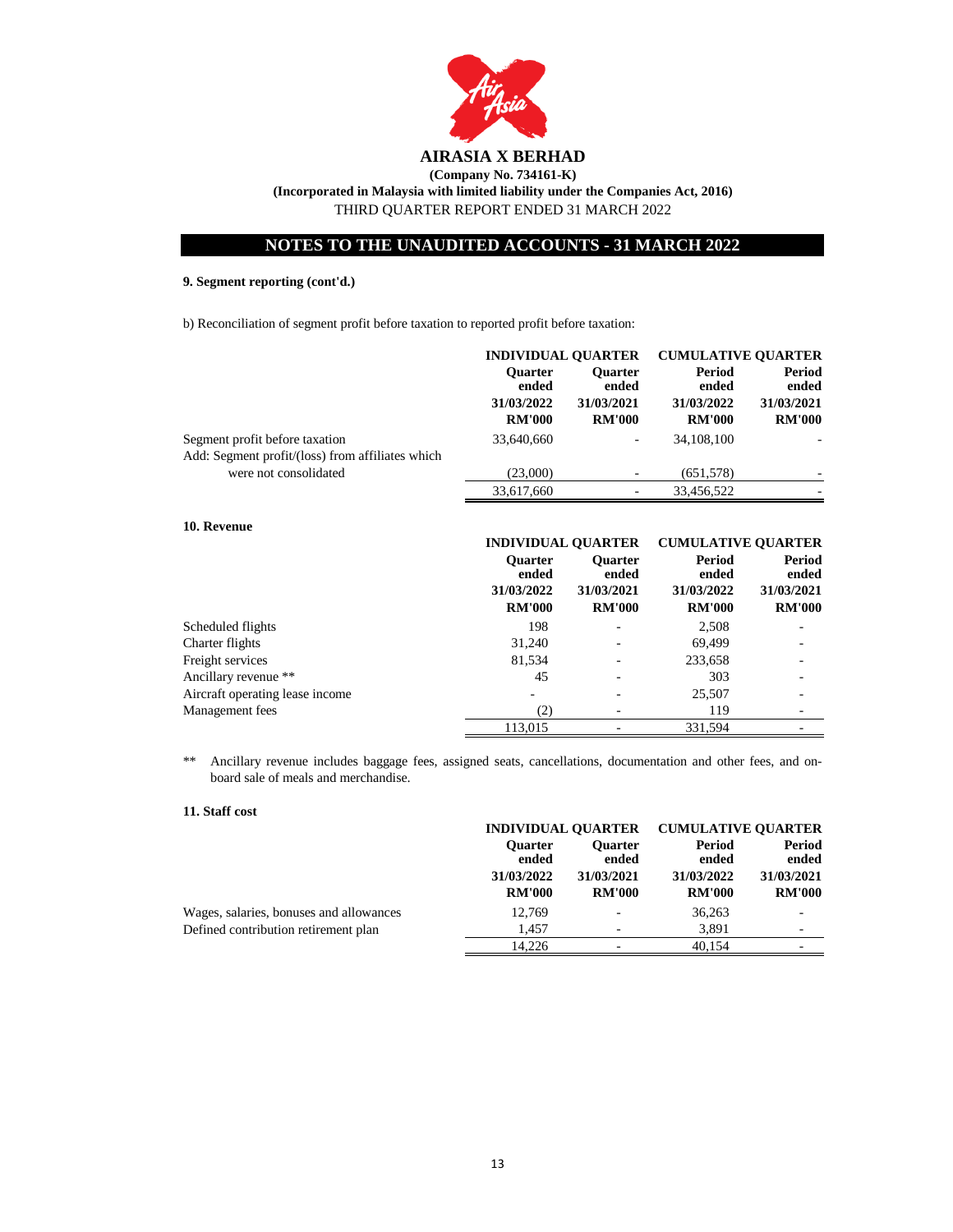**AIRASIA X BERHAD**

**(Company No. 734161-K)**

**(Incorporated in Malaysia with limited liability under the Companies Act, 2016)**

THIRD QUARTER REPORT ENDED 31 MARCH 2022

## NOTES TO THE UNAUDITED ACCOUNTS - 31 MARCH 2022

**9. Segment reporting (cont'd.)**

b) Reconciliation of segment profit before taxation to reported profit before taxation:

| | INDIVIDUAL QUARTER | | CUMULATIVE QUARTER | |
|---|---|---|---|---|
| | Quarter ended 31/03/2022 RM'000 | Quarter ended 31/03/2021 RM'000 | Period ended 31/03/2022 RM'000 | Period ended 31/03/2021 RM'000 |
| Segment profit before taxation | 33,640,660 | - | 34,108,100 | - |
| Add: Segment profit/(loss) from affiliates which were not consolidated | (23,000) | - | (651,578) | - |
| | 33,617,660 | - | 33,456,522 | - |

**10. Revenue**

| | INDIVIDUAL QUARTER | | CUMULATIVE QUARTER | |
|---|---|---|---|---|
| | Quarter ended 31/03/2022 RM'000 | Quarter ended 31/03/2021 RM'000 | Period ended 31/03/2022 RM'000 | Period ended 31/03/2021 RM'000 |
| Scheduled flights | 198 | - | 2,508 | - |
| Charter flights | 31,240 | - | 69,499 | - |
| Freight services | 81,534 | - | 233,658 | - |
| Ancillary revenue ** | 45 | - | 303 | - |
| Aircraft operating lease income | - | - | 25,507 | - |
| Management fees | (2) | - | 119 | - |
| | 113,015 | - | 331,594 | - |

** Ancillary revenue includes baggage fees, assigned seats, cancellations, documentation and other fees, and on-board sale of meals and merchandise.

**11. Staff cost**

| | INDIVIDUAL QUARTER | | CUMULATIVE QUARTER | |
|---|---|---|---|---|
| | Quarter ended 31/03/2022 RM'000 | Quarter ended 31/03/2021 RM'000 | Period ended 31/03/2022 RM'000 | Period ended 31/03/2021 RM'000 |
| Wages, salaries, bonuses and allowances | 12,769 | - | 36,263 | - |
| Defined contribution retirement plan | 1,457 | - | 3,891 | - |
| | 14,226 | - | 40,154 | - |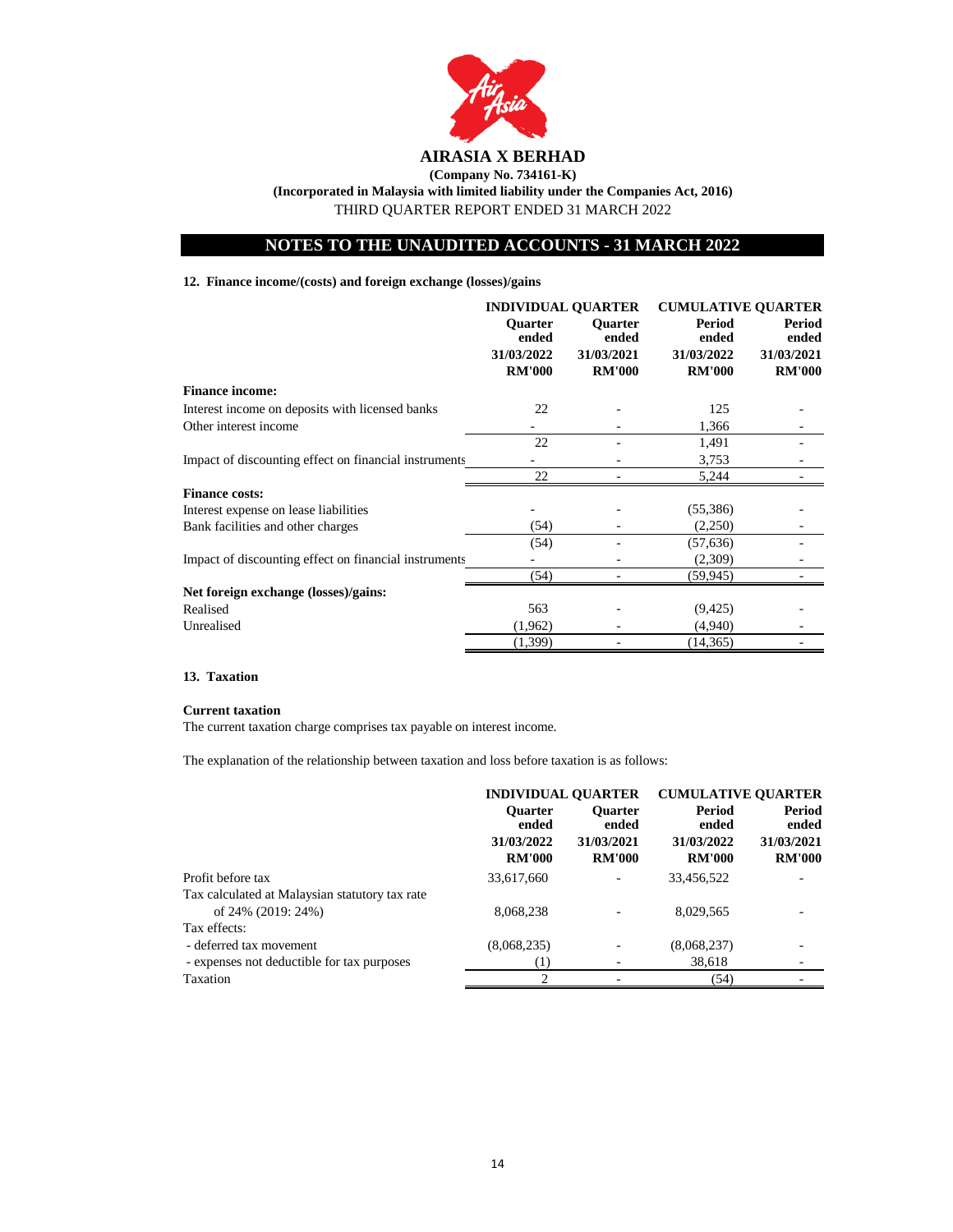# AIRASIA X BERHAD

**(Company No. 734161-K)**

**(Incorporated in Malaysia with limited liability under the Companies Act, 2016)**

THIRD QUARTER REPORT ENDED 31 MARCH 2022

## NOTES TO THE UNAUDITED ACCOUNTS - 31 MARCH 2022

### 12. Finance income/(costs) and foreign exchange (losses)/gains

| | INDIVIDUAL QUARTER | | CUMULATIVE QUARTER | |
|---|---|---|---|---|
| | Quarter ended 31/03/2022 RM'000 | Quarter ended 31/03/2021 RM'000 | Period ended 31/03/2022 RM'000 | Period ended 31/03/2021 RM'000 |
| **Finance income:** | | | | |
| Interest income on deposits with licensed banks | 22 | - | 125 | - |
| Other interest income | - | - | 1,366 | - |
| | 22 | - | 1,491 | - |
| Impact of discounting effect on financial instruments | - | - | 3,753 | - |
| | 22 | - | 5,244 | - |
| **Finance costs:** | | | | |
| Interest expense on lease liabilities | - | - | (55,386) | - |
| Bank facilities and other charges | (54) | - | (2,250) | - |
| | (54) | - | (57,636) | - |
| Impact of discounting effect on financial instruments | - | - | (2,309) | - |
| | (54) | - | (59,945) | - |
| **Net foreign exchange (losses)/gains:** | | | | |
| Realised | 563 | - | (9,425) | - |
| Unrealised | (1,962) | - | (4,940) | - |
| | (1,399) | - | (14,365) | - |

### 13. Taxation

**Current taxation**

The current taxation charge comprises tax payable on interest income.

The explanation of the relationship between taxation and loss before taxation is as follows:

| | INDIVIDUAL QUARTER | | CUMULATIVE QUARTER | |
|---|---|---|---|---|
| | Quarter ended 31/03/2022 RM'000 | Quarter ended 31/03/2021 RM'000 | Period ended 31/03/2022 RM'000 | Period ended 31/03/2021 RM'000 |
| Profit before tax | 33,617,660 | - | 33,456,522 | - |
| Tax calculated at Malaysian statutory tax rate of 24% (2019: 24%) | 8,068,238 | - | 8,029,565 | - |
| Tax effects: | | | | |
| - deferred tax movement | (8,068,235) | - | (8,068,237) | - |
| - expenses not deductible for tax purposes | (1) | - | 38,618 | - |
| Taxation | 2 | - | (54) | - |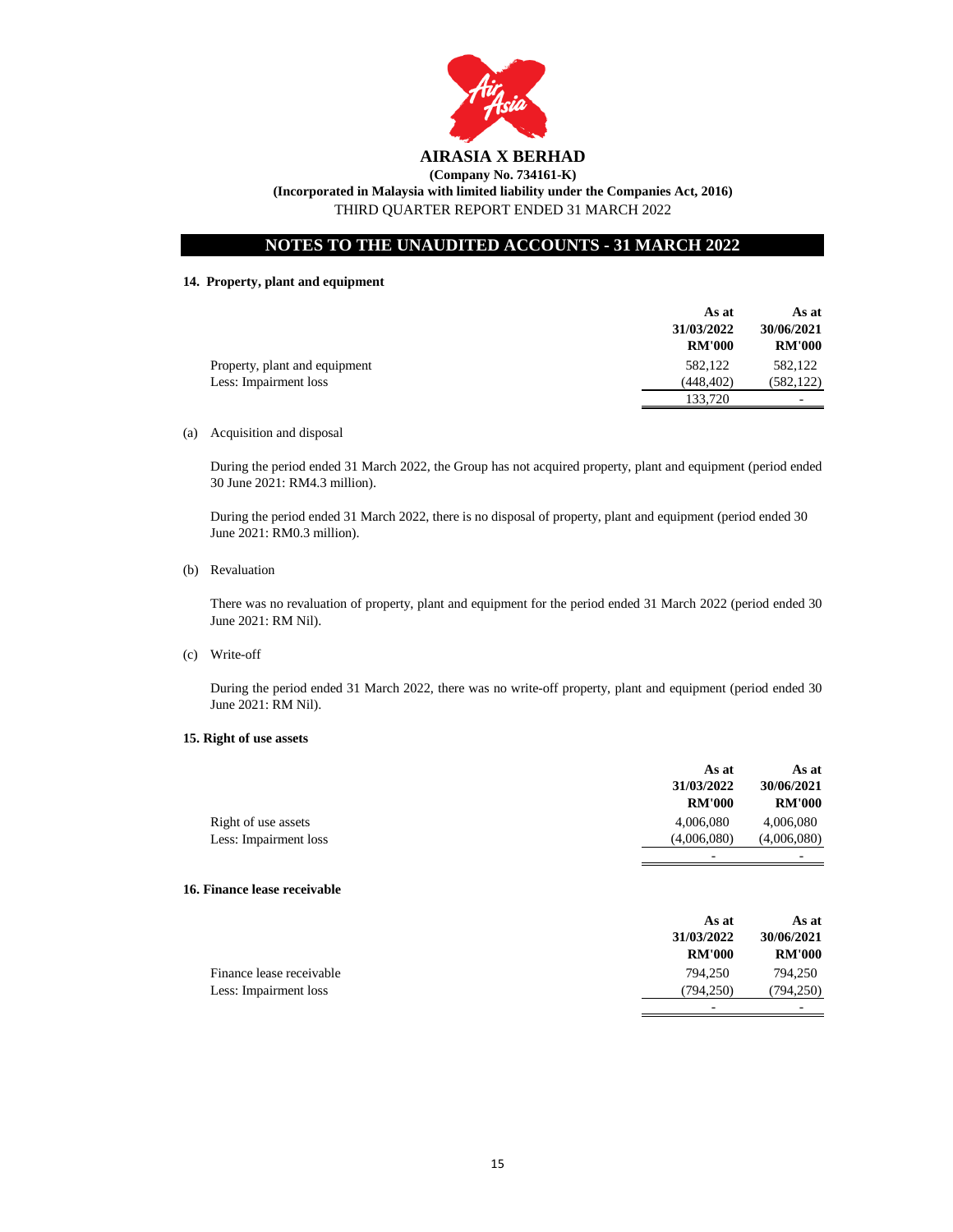# AIRASIA X BERHAD

**(Company No. 734161-K)**

**(Incorporated in Malaysia with limited liability under the Companies Act, 2016)**

THIRD QUARTER REPORT ENDED 31 MARCH 2022

## NOTES TO THE UNAUDITED ACCOUNTS - 31 MARCH 2022

### 14. Property, plant and equipment

| | As at 31/03/2022 RM'000 | As at 30/06/2021 RM'000 |
|---|---|---|
| Property, plant and equipment | 582,122 | 582,122 |
| Less: Impairment loss | (448,402) | (582,122) |
| | 133,720 | - |

(a) Acquisition and disposal

During the period ended 31 March 2022, the Group has not acquired property, plant and equipment (period ended 30 June 2021: RM4.3 million).

During the period ended 31 March 2022, there is no disposal of property, plant and equipment (period ended 30 June 2021: RM0.3 million).

(b) Revaluation

There was no revaluation of property, plant and equipment for the period ended 31 March 2022 (period ended 30 June 2021: RM Nil).

(c) Write-off

During the period ended 31 March 2022, there was no write-off property, plant and equipment (period ended 30 June 2021: RM Nil).

### 15. Right of use assets

| | As at 31/03/2022 RM'000 | As at 30/06/2021 RM'000 |
|---|---|---|
| Right of use assets | 4,006,080 | 4,006,080 |
| Less: Impairment loss | (4,006,080) | (4,006,080) |
| | - | - |

### 16. Finance lease receivable

| | As at 31/03/2022 RM'000 | As at 30/06/2021 RM'000 |
|---|---|---|
| Finance lease receivable | 794,250 | 794,250 |
| Less: Impairment loss | (794,250) | (794,250) |
| | - | - |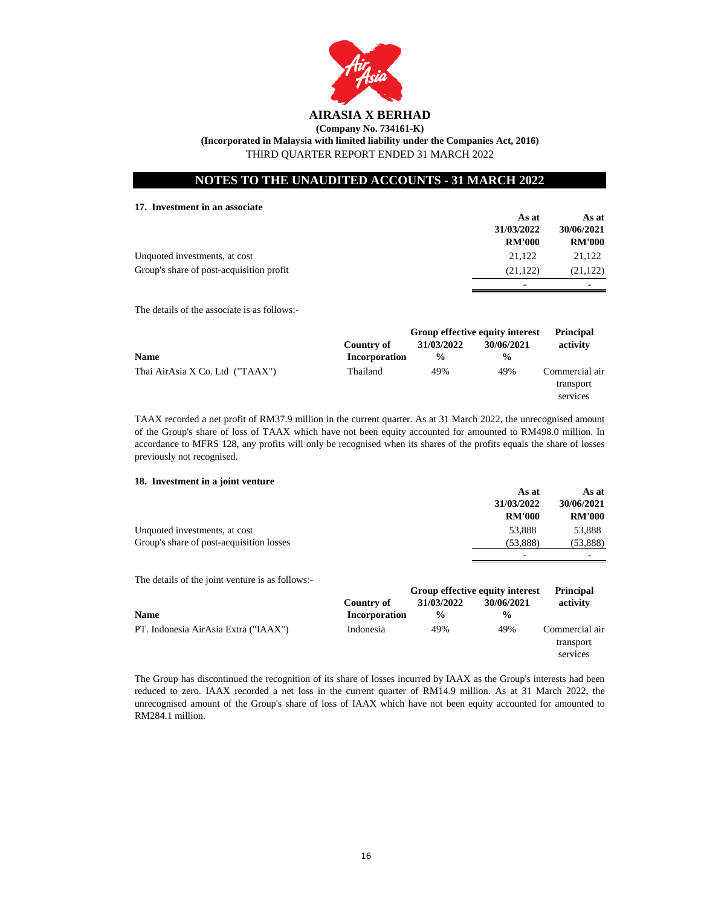**AIRASIA X BERHAD**

**(Company No. 734161-K)**

**(Incorporated in Malaysia with limited liability under the Companies Act, 2016)**

THIRD QUARTER REPORT ENDED 31 MARCH 2022

## NOTES TO THE UNAUDITED ACCOUNTS - 31 MARCH 2022

### 17. Investment in an associate

| | As at 31/03/2022 RM'000 | As at 30/06/2021 RM'000 |
|---|---|---|
| Unquoted investments, at cost | 21,122 | 21,122 |
| Group's share of post-acquisition profit | (21,122) | (21,122) |
| | - | - |

The details of the associate is as follows:-

| Name | Country of Incorporation | Group effective equity interest 31/03/2022 % | Group effective equity interest 30/06/2021 % | Principal activity |
|---|---|---|---|---|
| Thai AirAsia X Co. Ltd ("TAAX") | Thailand | 49% | 49% | Commercial air transport services |

TAAX recorded a net profit of RM37.9 million in the current quarter. As at 31 March 2022, the unrecognised amount of the Group's share of loss of TAAX which have not been equity accounted for amounted to RM498.0 million. In accordance to MFRS 128, any profits will only be recognised when its shares of the profits equals the share of losses previously not recognised.

### 18. Investment in a joint venture

| | As at 31/03/2022 RM'000 | As at 30/06/2021 RM'000 |
|---|---|---|
| Unquoted investments, at cost | 53,888 | 53,888 |
| Group's share of post-acquisition losses | (53,888) | (53,888) |
| | - | - |

The details of the joint venture is as follows:-

| Name | Country of Incorporation | Group effective equity interest 31/03/2022 % | Group effective equity interest 30/06/2021 % | Principal activity |
|---|---|---|---|---|
| PT. Indonesia AirAsia Extra ("IAAX") | Indonesia | 49% | 49% | Commercial air transport services |

The Group has discontinued the recognition of its share of losses incurred by IAAX as the Group's interests had been reduced to zero. IAAX recorded a net loss in the current quarter of RM14.9 million. As at 31 March 2022, the unrecognised amount of the Group's share of loss of IAAX which have not been equity accounted for amounted to RM284.1 million.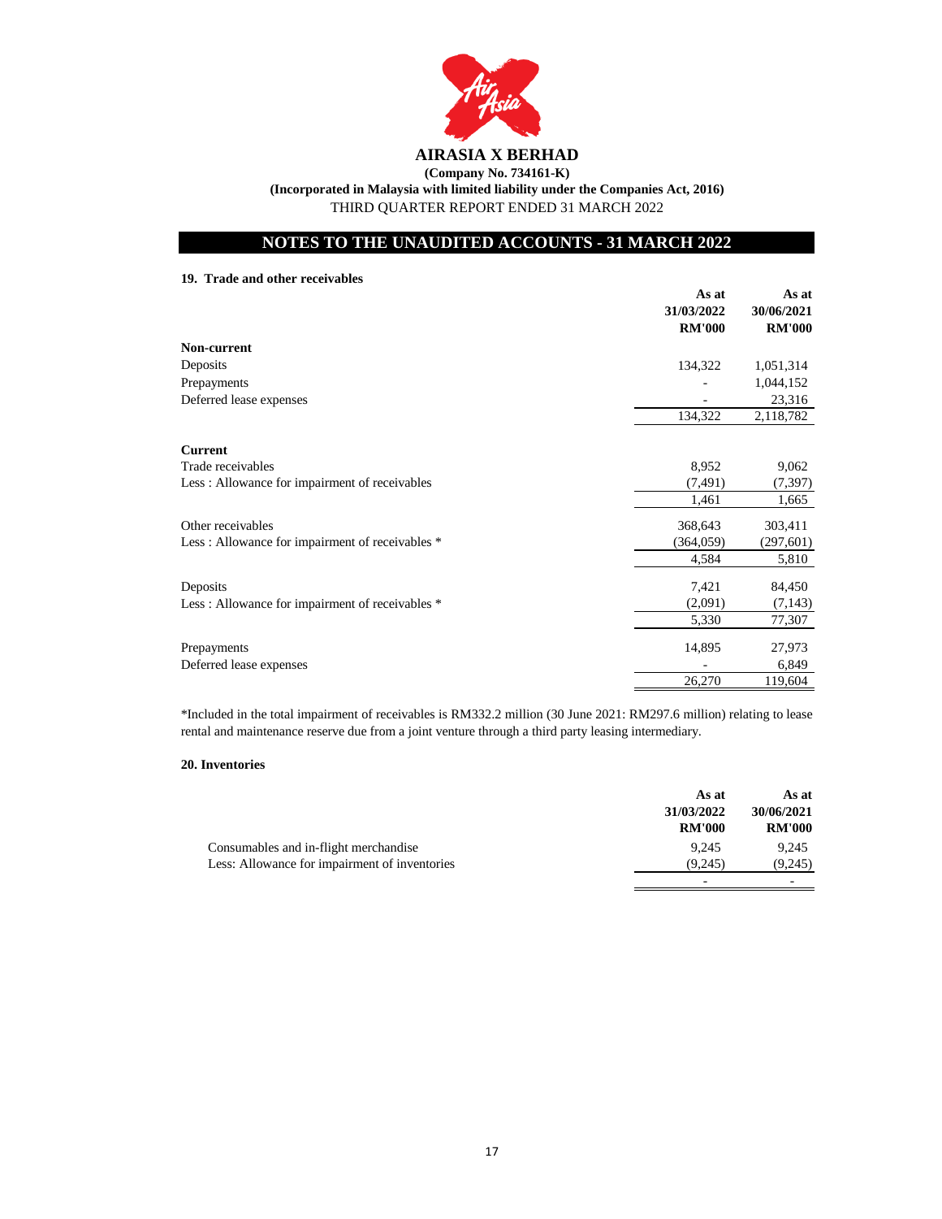# AIRASIA X BERHAD

**(Company No. 734161-K)**

**(Incorporated in Malaysia with limited liability under the Companies Act, 2016)**

THIRD QUARTER REPORT ENDED 31 MARCH 2022

## NOTES TO THE UNAUDITED ACCOUNTS - 31 MARCH 2022

### 19. Trade and other receivables

| | As at 31/03/2022 RM'000 | As at 30/06/2021 RM'000 |
|---|---|---|
| **Non-current** | | |
| Deposits | 134,322 | 1,051,314 |
| Prepayments | - | 1,044,152 |
| Deferred lease expenses | - | 23,316 |
| | 134,322 | 2,118,782 |
| **Current** | | |
| Trade receivables | 8,952 | 9,062 |
| Less : Allowance for impairment of receivables | (7,491) | (7,397) |
| | 1,461 | 1,665 |
| Other receivables | 368,643 | 303,411 |
| Less : Allowance for impairment of receivables * | (364,059) | (297,601) |
| | 4,584 | 5,810 |
| Deposits | 7,421 | 84,450 |
| Less : Allowance for impairment of receivables * | (2,091) | (7,143) |
| | 5,330 | 77,307 |
| Prepayments | 14,895 | 27,973 |
| Deferred lease expenses | - | 6,849 |
| | 26,270 | 119,604 |

*Included in the total impairment of receivables is RM332.2 million (30 June 2021: RM297.6 million) relating to lease rental and maintenance reserve due from a joint venture through a third party leasing intermediary.

### 20. Inventories

| | As at 31/03/2022 RM'000 | As at 30/06/2021 RM'000 |
|---|---|---|
| Consumables and in-flight merchandise | 9,245 | 9,245 |
| Less: Allowance for impairment of inventories | (9,245) | (9,245) |
| | - | - |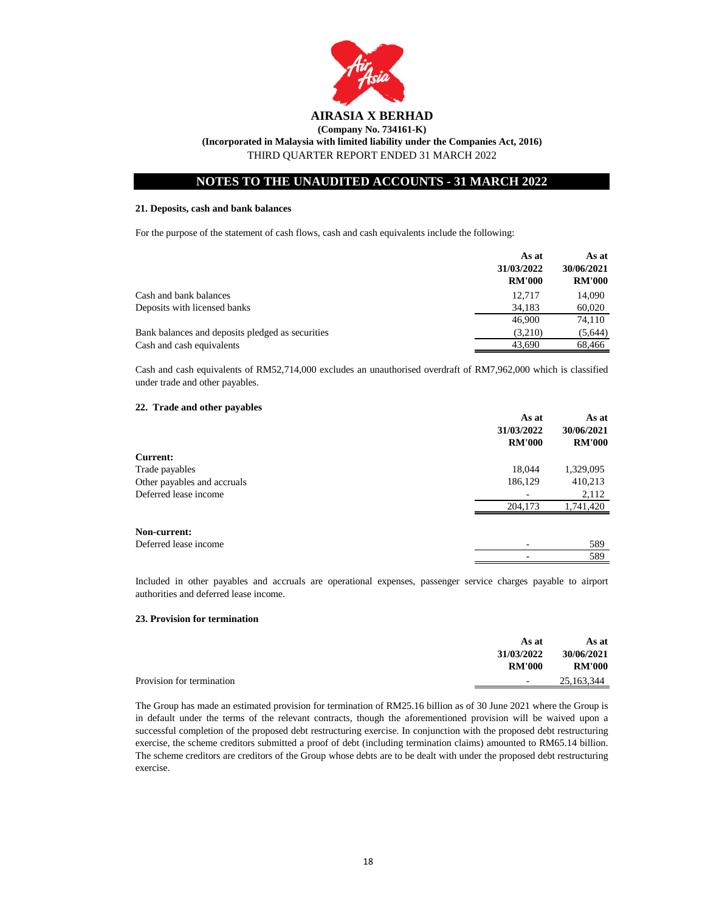**AIRASIA X BERHAD**

**(Company No. 734161-K)**

**(Incorporated in Malaysia with limited liability under the Companies Act, 2016)**

THIRD QUARTER REPORT ENDED 31 MARCH 2022

## NOTES TO THE UNAUDITED ACCOUNTS - 31 MARCH 2022

### 21. Deposits, cash and bank balances

For the purpose of the statement of cash flows, cash and cash equivalents include the following:

| | As at 31/03/2022 RM'000 | As at 30/06/2021 RM'000 |
|---|---|---|
| Cash and bank balances | 12,717 | 14,090 |
| Deposits with licensed banks | 34,183 | 60,020 |
| | 46,900 | 74,110 |
| Bank balances and deposits pledged as securities | (3,210) | (5,644) |
| Cash and cash equivalents | 43,690 | 68,466 |

Cash and cash equivalents of RM52,714,000 excludes an unauthorised overdraft of RM7,962,000 which is classified under trade and other payables.

### 22. Trade and other payables

| | As at 31/03/2022 RM'000 | As at 30/06/2021 RM'000 |
|---|---|---|
| **Current:** | | |
| Trade payables | 18,044 | 1,329,095 |
| Other payables and accruals | 186,129 | 410,213 |
| Deferred lease income | - | 2,112 |
| | 204,173 | 1,741,420 |
| **Non-current:** | | |
| Deferred lease income | - | 589 |
| | - | 589 |

Included in other payables and accruals are operational expenses, passenger service charges payable to airport authorities and deferred lease income.

### 23. Provision for termination

| | As at 31/03/2022 RM'000 | As at 30/06/2021 RM'000 |
|---|---|---|
| Provision for termination | - | 25,163,344 |

The Group has made an estimated provision for termination of RM25.16 billion as of 30 June 2021 where the Group is in default under the terms of the relevant contracts, though the aforementioned provision will be waived upon a successful completion of the proposed debt restructuring exercise. In conjunction with the proposed debt restructuring exercise, the scheme creditors submitted a proof of debt (including termination claims) amounted to RM65.14 billion. The scheme creditors are creditors of the Group whose debts are to be dealt with under the proposed debt restructuring exercise.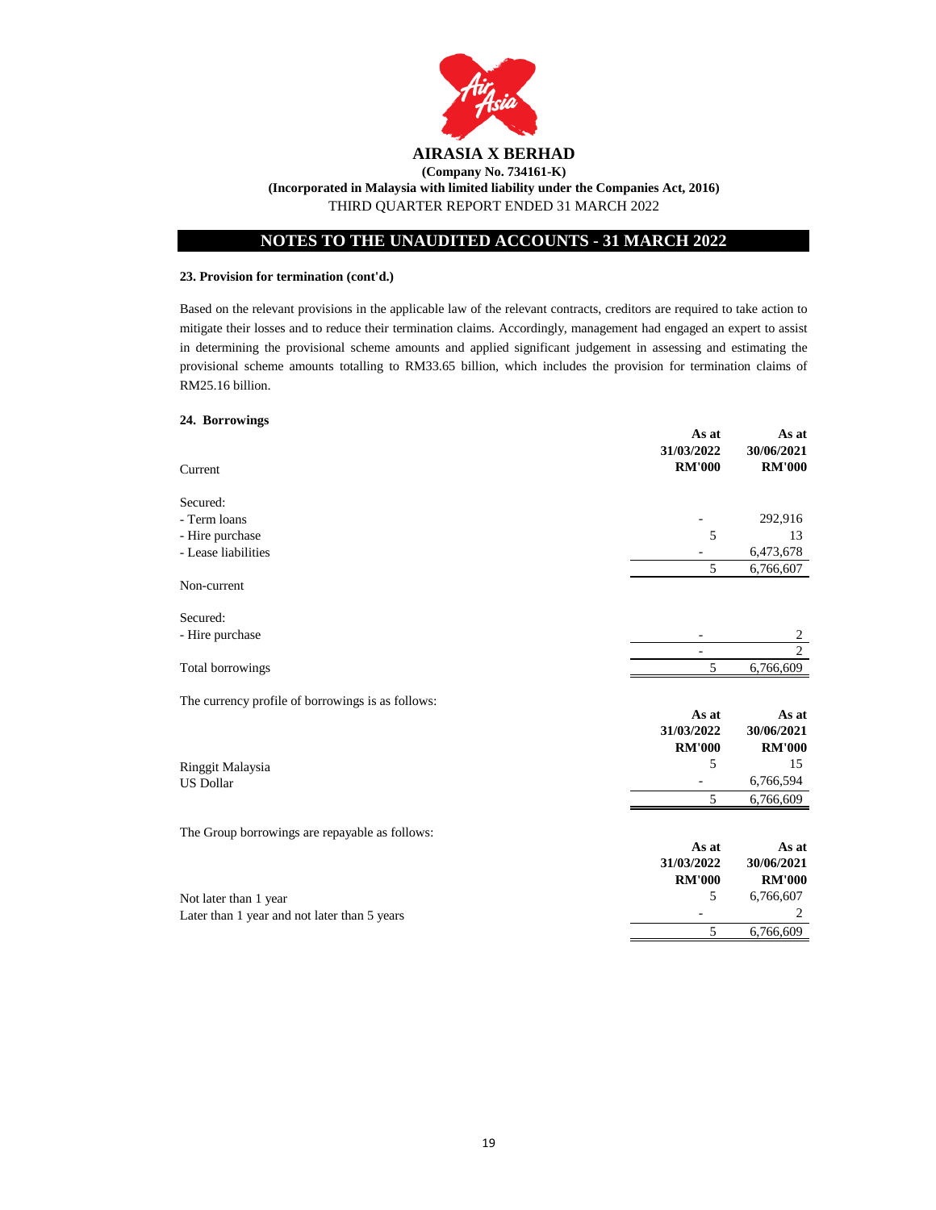# AIRASIA X BERHAD

**(Company No. 734161-K)**

**(Incorporated in Malaysia with limited liability under the Companies Act, 2016)**

THIRD QUARTER REPORT ENDED 31 MARCH 2022

## NOTES TO THE UNAUDITED ACCOUNTS - 31 MARCH 2022

**23. Provision for termination (cont'd.)**

Based on the relevant provisions in the applicable law of the relevant contracts, creditors are required to take action to mitigate their losses and to reduce their termination claims. Accordingly, management had engaged an expert to assist in determining the provisional scheme amounts and applied significant judgement in assessing and estimating the provisional scheme amounts totalling to RM33.65 billion, which includes the provision for termination claims of RM25.16 billion.

**24. Borrowings**

| | **As at 31/03/2022 RM'000** | **As at 30/06/2021 RM'000** |
|---|---|---|
| Current | | |
| Secured: | | |
| - Term loans | - | 292,916 |
| - Hire purchase | 5 | 13 |
| - Lease liabilities | - | 6,473,678 |
| | 5 | 6,766,607 |
| Non-current | | |
| Secured: | | |
| - Hire purchase | - | 2 |
| | - | 2 |
| Total borrowings | 5 | 6,766,609 |

The currency profile of borrowings is as follows:

| | **As at 31/03/2022 RM'000** | **As at 30/06/2021 RM'000** |
|---|---|---|
| Ringgit Malaysia | 5 | 15 |
| US Dollar | - | 6,766,594 |
| | 5 | 6,766,609 |

The Group borrowings are repayable as follows:

| | **As at 31/03/2022 RM'000** | **As at 30/06/2021 RM'000** |
|---|---|---|
| Not later than 1 year | 5 | 6,766,607 |
| Later than 1 year and not later than 5 years | - | 2 |
| | 5 | 6,766,609 |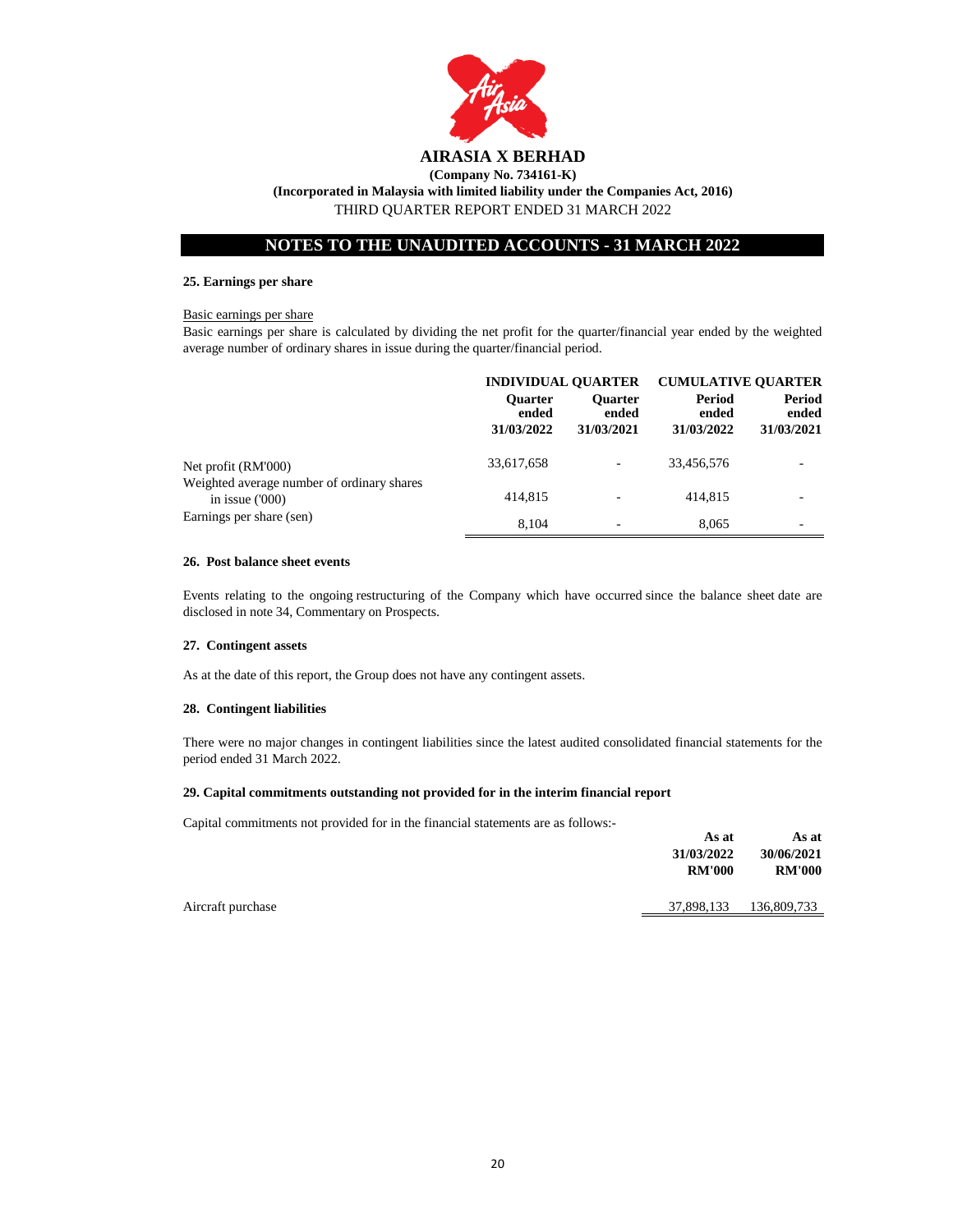**AIRASIA X BERHAD**

**(Company No. 734161-K)**

**(Incorporated in Malaysia with limited liability under the Companies Act, 2016)**

THIRD QUARTER REPORT ENDED 31 MARCH 2022

## NOTES TO THE UNAUDITED ACCOUNTS - 31 MARCH 2022

### 25. Earnings per share

Basic earnings per share

Basic earnings per share is calculated by dividing the net profit for the quarter/financial year ended by the weighted average number of ordinary shares in issue during the quarter/financial period.

| | **INDIVIDUAL QUARTER** | | **CUMULATIVE QUARTER** | |
|---|---|---|---|---|
| | **Quarter ended 31/03/2022** | **Quarter ended 31/03/2021** | **Period ended 31/03/2022** | **Period ended 31/03/2021** |
| Net profit (RM'000) | 33,617,658 | - | 33,456,576 | - |
| Weighted average number of ordinary shares in issue ('000) | 414,815 | - | 414,815 | - |
| Earnings per share (sen) | 8,104 | - | 8,065 | - |

### 26. Post balance sheet events

Events relating to the ongoing restructuring of the Company which have occurred since the balance sheet date are disclosed in note 34, Commentary on Prospects.

### 27. Contingent assets

As at the date of this report, the Group does not have any contingent assets.

### 28. Contingent liabilities

There were no major changes in contingent liabilities since the latest audited consolidated financial statements for the period ended 31 March 2022.

### 29. Capital commitments outstanding not provided for in the interim financial report

Capital commitments not provided for in the financial statements are as follows:-

| | **As at 31/03/2022 RM'000** | **As at 30/06/2021 RM'000** |
|---|---|---|
| Aircraft purchase | 37,898,133 | 136,809,733 |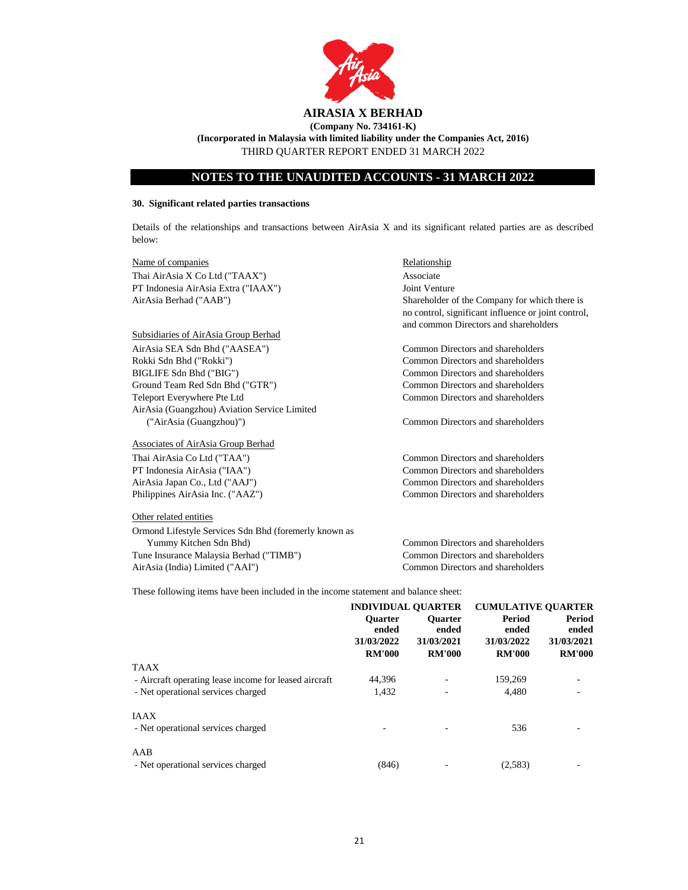# AIRASIA X BERHAD

**(Company No. 734161-K)**

**(Incorporated in Malaysia with limited liability under the Companies Act, 2016)**

THIRD QUARTER REPORT ENDED 31 MARCH 2022

## NOTES TO THE UNAUDITED ACCOUNTS - 31 MARCH 2022

### 30. Significant related parties transactions

Details of the relationships and transactions between AirAsia X and its significant related parties are as described below:

| Name of companies | Relationship |
|---|---|
| Thai AirAsia X Co Ltd ("TAAX") | Associate |
| PT Indonesia AirAsia Extra ("IAAX") | Joint Venture |
| AirAsia Berhad ("AAB") | Shareholder of the Company for which there is no control, significant influence or joint control, and common Directors and shareholders |
| **Subsidiaries of AirAsia Group Berhad** | |
| AirAsia SEA Sdn Bhd ("AASEA") | Common Directors and shareholders |
| Rokki Sdn Bhd ("Rokki") | Common Directors and shareholders |
| BIGLIFE Sdn Bhd ("BIG") | Common Directors and shareholders |
| Ground Team Red Sdn Bhd ("GTR") | Common Directors and shareholders |
| Teleport Everywhere Pte Ltd | Common Directors and shareholders |
| AirAsia (Guangzhou) Aviation Service Limited ("AirAsia (Guangzhou)") | Common Directors and shareholders |
| **Associates of AirAsia Group Berhad** | |
| Thai AirAsia Co Ltd ("TAA") | Common Directors and shareholders |
| PT Indonesia AirAsia ("IAA") | Common Directors and shareholders |
| AirAsia Japan Co., Ltd ("AAJ") | Common Directors and shareholders |
| Philippines AirAsia Inc. ("AAZ") | Common Directors and shareholders |
| **Other related entities** | |
| Ormond Lifestyle Services Sdn Bhd (feremerly known as Yummy Kitchen Sdn Bhd) | Common Directors and shareholders |
| Tune Insurance Malaysia Berhad ("TIMB") | Common Directors and shareholders |
| AirAsia (India) Limited ("AAI") | Common Directors and shareholders |

These following items have been included in the income statement and balance sheet:

| | INDIVIDUAL QUARTER | | CUMULATIVE QUARTER | |
|---|---|---|---|---|
| | Quarter ended 31/03/2022 RM'000 | Quarter ended 31/03/2021 RM'000 | Period ended 31/03/2022 RM'000 | Period ended 31/03/2021 RM'000 |
| **TAAX** | | | | |
| - Aircraft operating lease income for leased aircraft | 44,396 | - | 159,269 | - |
| - Net operational services charged | 1,432 | - | 4,480 | - |
| **IAAX** | | | | |
| - Net operational services charged | - | - | 536 | - |
| **AAB** | | | | |
| - Net operational services charged | (846) | - | (2,583) | - |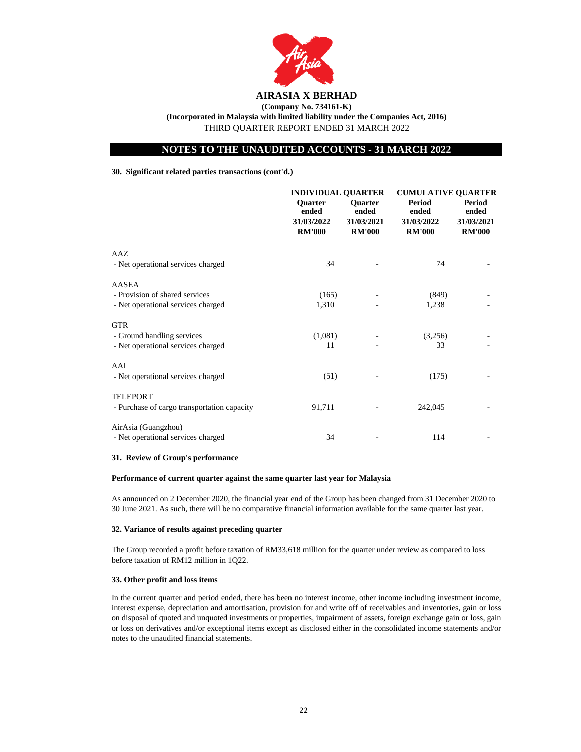**AIRASIA X BERHAD**

**(Company No. 734161-K)**

**(Incorporated in Malaysia with limited liability under the Companies Act, 2016)**

THIRD QUARTER REPORT ENDED 31 MARCH 2022

## NOTES TO THE UNAUDITED ACCOUNTS - 31 MARCH 2022

**30. Significant related parties transactions (cont'd.)**

| | INDIVIDUAL QUARTER | | CUMULATIVE QUARTER | |
|---|---|---|---|---|
| | **Quarter ended 31/03/2022 RM'000** | **Quarter ended 31/03/2021 RM'000** | **Period ended 31/03/2022 RM'000** | **Period ended 31/03/2021 RM'000** |
| AAZ | | | | |
| - Net operational services charged | 34 | - | 74 | - |
| AASEA | | | | |
| - Provision of shared services | (165) | - | (849) | - |
| - Net operational services charged | 1,310 | - | 1,238 | - |
| GTR | | | | |
| - Ground handling services | (1,081) | - | (3,256) | - |
| - Net operational services charged | 11 | - | 33 | - |
| AAI | | | | |
| - Net operational services charged | (51) | - | (175) | - |
| TELEPORT | | | | |
| - Purchase of cargo transportation capacity | 91,711 | - | 242,045 | - |
| AirAsia (Guangzhou) | | | | |
| - Net operational services charged | 34 | - | 114 | - |

**31. Review of Group's performance**

**Performance of current quarter against the same quarter last year for Malaysia**

As announced on 2 December 2020, the financial year end of the Group has been changed from 31 December 2020 to 30 June 2021. As such, there will be no comparative financial information available for the same quarter last year.

**32. Variance of results against preceding quarter**

The Group recorded a profit before taxation of RM33,618 million for the quarter under review as compared to loss before taxation of RM12 million in 1Q22.

**33. Other profit and loss items**

In the current quarter and period ended, there has been no interest income, other income including investment income, interest expense, depreciation and amortisation, provision for and write off of receivables and inventories, gain or loss on disposal of quoted and unquoted investments or properties, impairment of assets, foreign exchange gain or loss, gain or loss on derivatives and/or exceptional items except as disclosed either in the consolidated income statements and/or notes to the unaudited financial statements.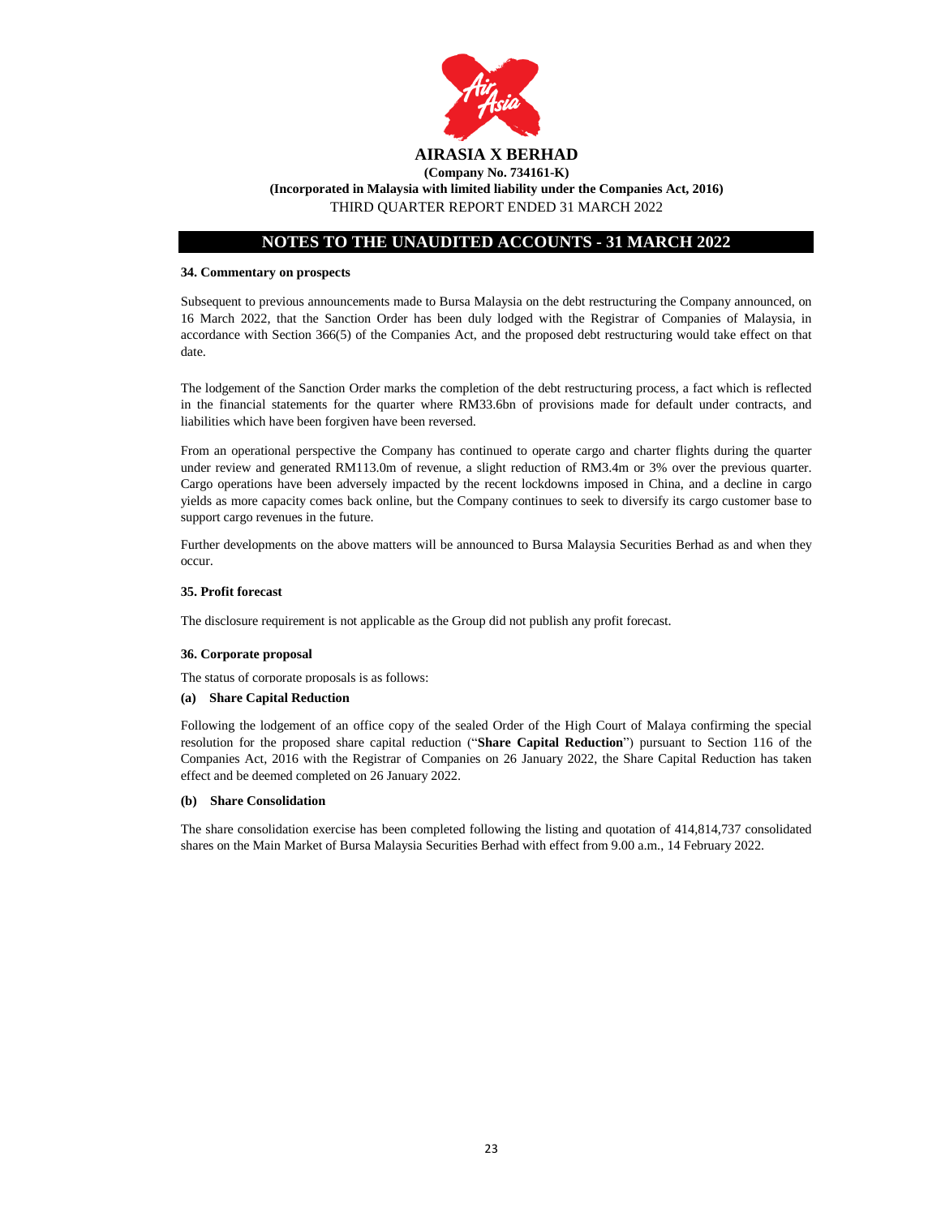## NOTES TO THE UNAUDITED ACCOUNTS - 31 MARCH 2022

### 34. Commentary on prospects

Subsequent to previous announcements made to Bursa Malaysia on the debt restructuring the Company announced, on 16 March 2022, that the Sanction Order has been duly lodged with the Registrar of Companies of Malaysia, in accordance with Section 366(5) of the Companies Act, and the proposed debt restructuring would take effect on that date.

The lodgement of the Sanction Order marks the completion of the debt restructuring process, a fact which is reflected in the financial statements for the quarter where RM33.6bn of provisions made for default under contracts, and liabilities which have been forgiven have been reversed.

From an operational perspective the Company has continued to operate cargo and charter flights during the quarter under review and generated RM113.0m of revenue, a slight reduction of RM3.4m or 3% over the previous quarter. Cargo operations have been adversely impacted by the recent lockdowns imposed in China, and a decline in cargo yields as more capacity comes back online, but the Company continues to seek to diversify its cargo customer base to support cargo revenues in the future.

Further developments on the above matters will be announced to Bursa Malaysia Securities Berhad as and when they occur.

### 35. Profit forecast

The disclosure requirement is not applicable as the Group did not publish any profit forecast.

### 36. Corporate proposal

The status of corporate proposals is as follows:

**(a) Share Capital Reduction**

Following the lodgement of an office copy of the sealed Order of the High Court of Malaya confirming the special resolution for the proposed share capital reduction ("**Share Capital Reduction**") pursuant to Section 116 of the Companies Act, 2016 with the Registrar of Companies on 26 January 2022, the Share Capital Reduction has taken effect and be deemed completed on 26 January 2022.

**(b) Share Consolidation**

The share consolidation exercise has been completed following the listing and quotation of 414,814,737 consolidated shares on the Main Market of Bursa Malaysia Securities Berhad with effect from 9.00 a.m., 14 February 2022.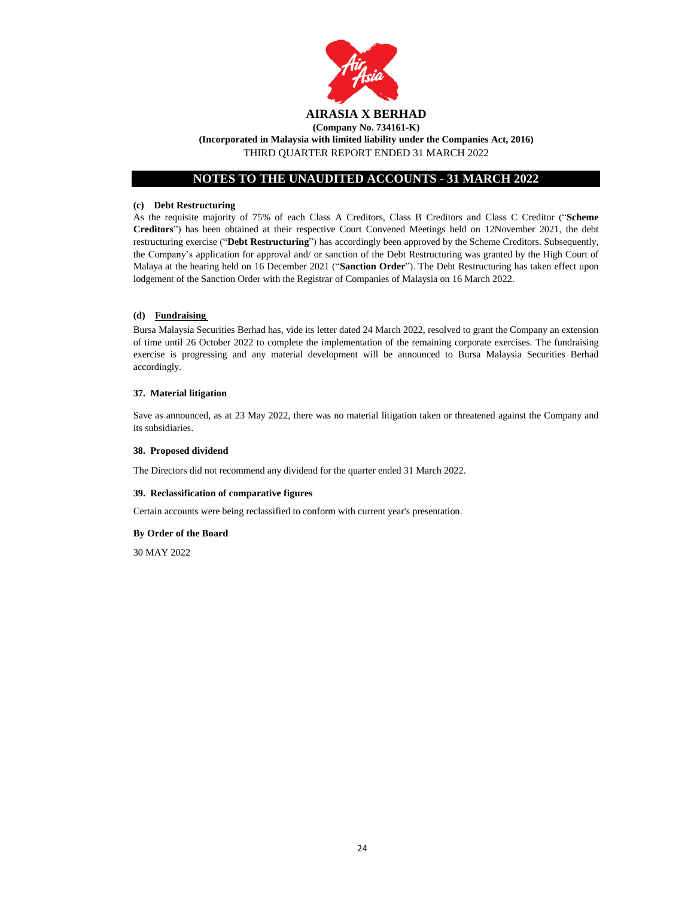**(c) Debt Restructuring**

As the requisite majority of 75% of each Class A Creditors, Class B Creditors and Class C Creditor ("**Scheme Creditors**") has been obtained at their respective Court Convened Meetings held on 12November 2021, the debt restructuring exercise ("**Debt Restructuring**") has accordingly been approved by the Scheme Creditors. Subsequently, the Company's application for approval and/ or sanction of the Debt Restructuring was granted by the High Court of Malaya at the hearing held on 16 December 2021 ("**Sanction Order**"). The Debt Restructuring has taken effect upon lodgement of the Sanction Order with the Registrar of Companies of Malaysia on 16 March 2022.

**(d) Fundraising**

Bursa Malaysia Securities Berhad has, vide its letter dated 24 March 2022, resolved to grant the Company an extension of time until 26 October 2022 to complete the implementation of the remaining corporate exercises. The fundraising exercise is progressing and any material development will be announced to Bursa Malaysia Securities Berhad accordingly.

**37. Material litigation**

Save as announced, as at 23 May 2022, there was no material litigation taken or threatened against the Company and its subsidiaries.

**38. Proposed dividend**

The Directors did not recommend any dividend for the quarter ended 31 March 2022.

**39. Reclassification of comparative figures**

Certain accounts were being reclassified to conform with current year's presentation.

**By Order of the Board**

30 MAY 2022